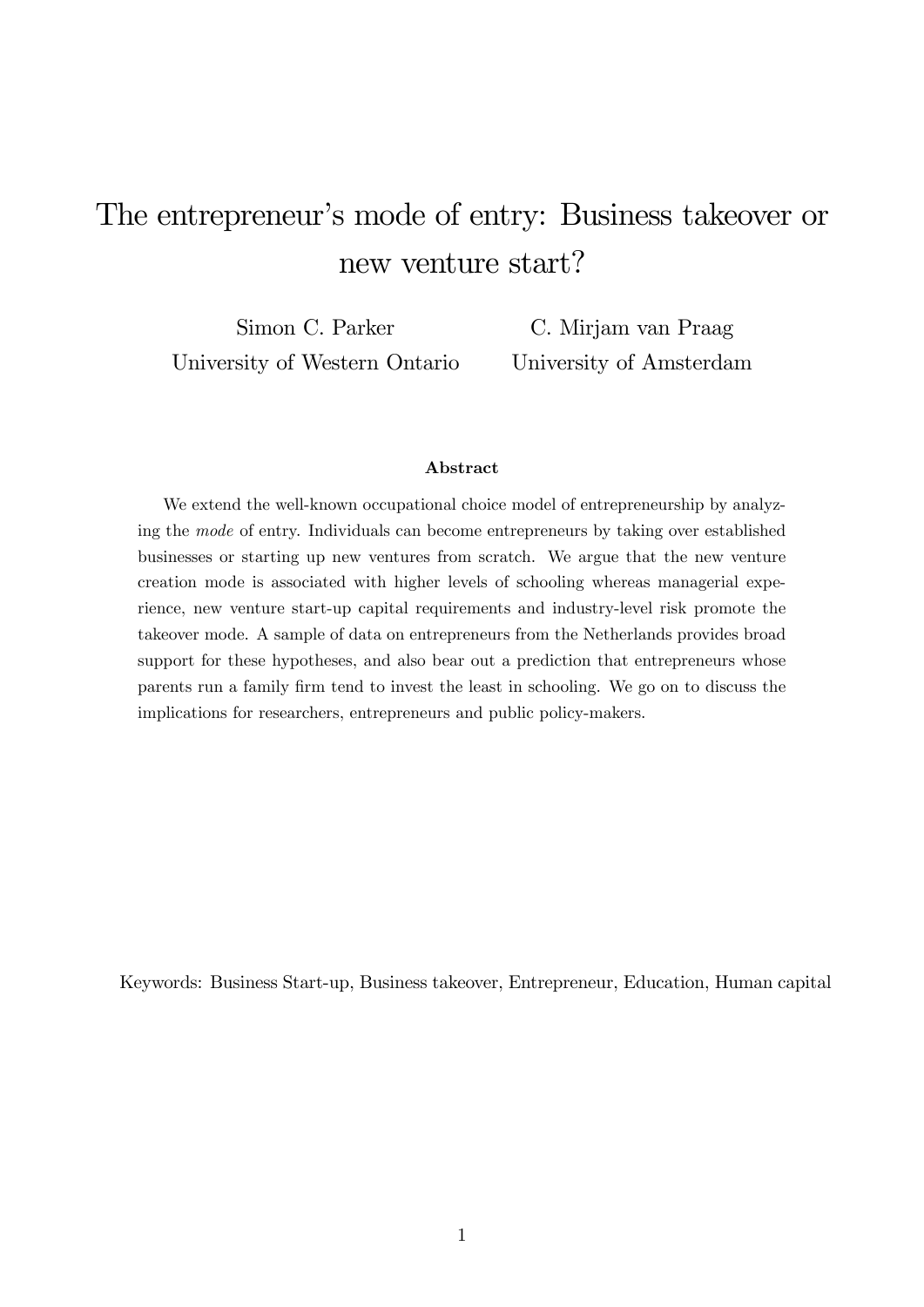# The entrepreneur's mode of entry: Business takeover or new venture start?

Simon C. Parker
University of Western Ontario

C. Mirjam van Praag
University of Amsterdam

## Abstract

We extend the well-known occupational choice model of entrepreneurship by analyzing the *mode* of entry. Individuals can become entrepreneurs by taking over established businesses or starting up new ventures from scratch. We argue that the new venture creation mode is associated with higher levels of schooling whereas managerial experience, new venture start-up capital requirements and industry-level risk promote the takeover mode. A sample of data on entrepreneurs from the Netherlands provides broad support for these hypotheses, and also bear out a prediction that entrepreneurs whose parents run a family firm tend to invest the least in schooling. We go on to discuss the implications for researchers, entrepreneurs and public policy-makers.

Keywords: Business Start-up, Business takeover, Entrepreneur, Education, Human capital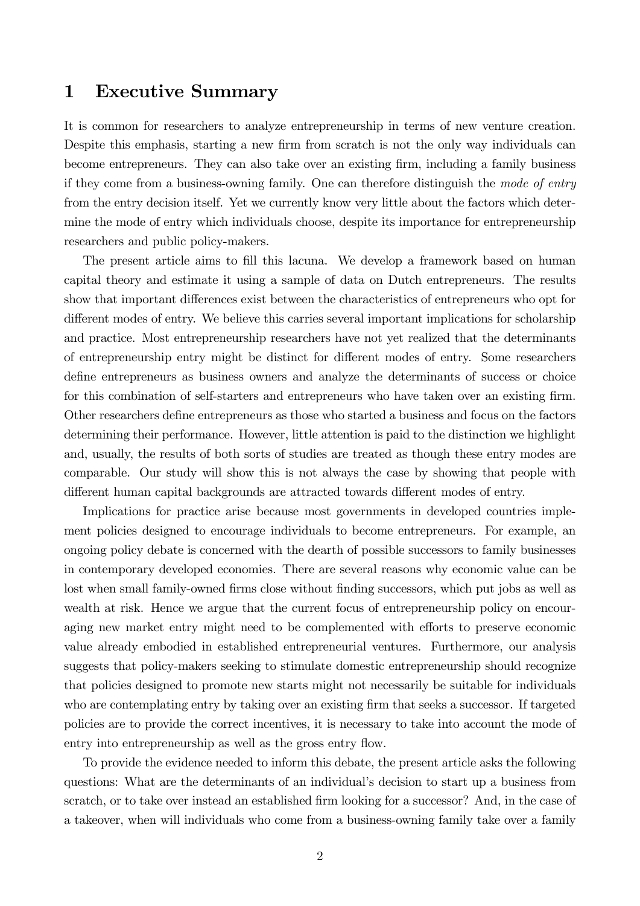# 1 Executive Summary

It is common for researchers to analyze entrepreneurship in terms of new venture creation. Despite this emphasis, starting a new firm from scratch is not the only way individuals can become entrepreneurs. They can also take over an existing firm, including a family business if they come from a business-owning family. One can therefore distinguish the *mode of entry* from the entry decision itself. Yet we currently know very little about the factors which determine the mode of entry which individuals choose, despite its importance for entrepreneurship researchers and public policy-makers.

The present article aims to fill this lacuna. We develop a framework based on human capital theory and estimate it using a sample of data on Dutch entrepreneurs. The results show that important differences exist between the characteristics of entrepreneurs who opt for different modes of entry. We believe this carries several important implications for scholarship and practice. Most entrepreneurship researchers have not yet realized that the determinants of entrepreneurship entry might be distinct for different modes of entry. Some researchers define entrepreneurs as business owners and analyze the determinants of success or choice for this combination of self-starters and entrepreneurs who have taken over an existing firm. Other researchers define entrepreneurs as those who started a business and focus on the factors determining their performance. However, little attention is paid to the distinction we highlight and, usually, the results of both sorts of studies are treated as though these entry modes are comparable. Our study will show this is not always the case by showing that people with different human capital backgrounds are attracted towards different modes of entry.

Implications for practice arise because most governments in developed countries implement policies designed to encourage individuals to become entrepreneurs. For example, an ongoing policy debate is concerned with the dearth of possible successors to family businesses in contemporary developed economies. There are several reasons why economic value can be lost when small family-owned firms close without finding successors, which put jobs as well as wealth at risk. Hence we argue that the current focus of entrepreneurship policy on encouraging new market entry might need to be complemented with efforts to preserve economic value already embodied in established entrepreneurial ventures. Furthermore, our analysis suggests that policy-makers seeking to stimulate domestic entrepreneurship should recognize that policies designed to promote new starts might not necessarily be suitable for individuals who are contemplating entry by taking over an existing firm that seeks a successor. If targeted policies are to provide the correct incentives, it is necessary to take into account the mode of entry into entrepreneurship as well as the gross entry flow.

To provide the evidence needed to inform this debate, the present article asks the following questions: What are the determinants of an individual's decision to start up a business from scratch, or to take over instead an established firm looking for a successor? And, in the case of a takeover, when will individuals who come from a business-owning family take over a family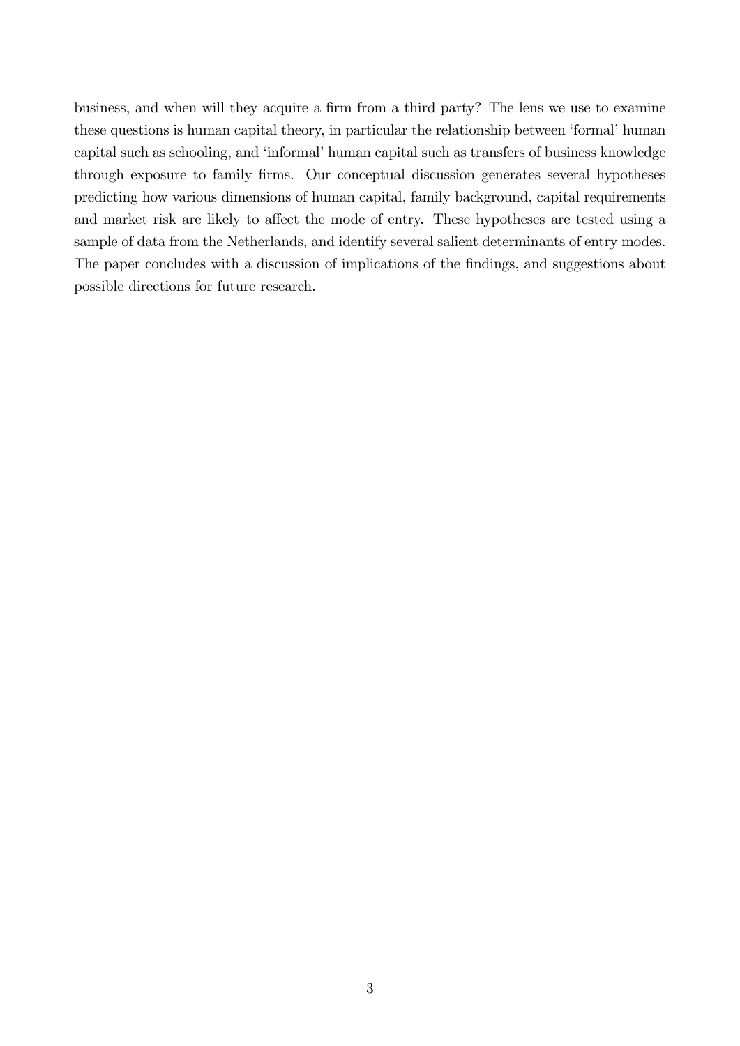business, and when will they acquire a firm from a third party? The lens we use to examine these questions is human capital theory, in particular the relationship between 'formal' human capital such as schooling, and 'informal' human capital such as transfers of business knowledge through exposure to family firms. Our conceptual discussion generates several hypotheses predicting how various dimensions of human capital, family background, capital requirements and market risk are likely to affect the mode of entry. These hypotheses are tested using a sample of data from the Netherlands, and identify several salient determinants of entry modes. The paper concludes with a discussion of implications of the findings, and suggestions about possible directions for future research.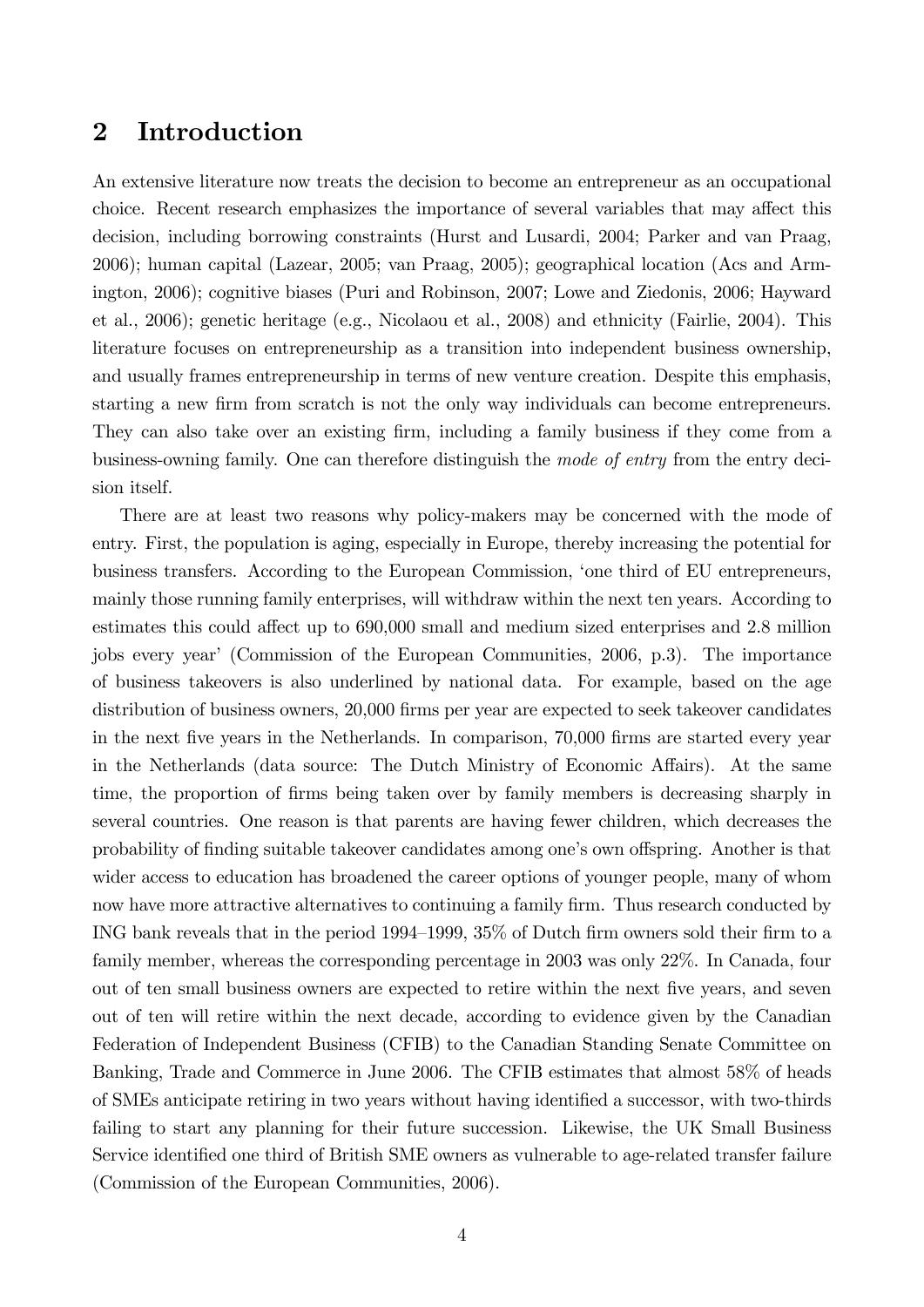## 2 Introduction

An extensive literature now treats the decision to become an entrepreneur as an occupational choice. Recent research emphasizes the importance of several variables that may affect this decision, including borrowing constraints (Hurst and Lusardi, 2004; Parker and van Praag, 2006); human capital (Lazear, 2005; van Praag, 2005); geographical location (Acs and Armington, 2006); cognitive biases (Puri and Robinson, 2007; Lowe and Ziedonis, 2006; Hayward et al., 2006); genetic heritage (e.g., Nicolaou et al., 2008) and ethnicity (Fairlie, 2004). This literature focuses on entrepreneurship as a transition into independent business ownership, and usually frames entrepreneurship in terms of new venture creation. Despite this emphasis, starting a new firm from scratch is not the only way individuals can become entrepreneurs. They can also take over an existing firm, including a family business if they come from a business-owning family. One can therefore distinguish the *mode of entry* from the entry decision itself.

There are at least two reasons why policy-makers may be concerned with the mode of entry. First, the population is aging, especially in Europe, thereby increasing the potential for business transfers. According to the European Commission, 'one third of EU entrepreneurs, mainly those running family enterprises, will withdraw within the next ten years. According to estimates this could affect up to 690,000 small and medium sized enterprises and 2.8 million jobs every year' (Commission of the European Communities, 2006, p.3). The importance of business takeovers is also underlined by national data. For example, based on the age distribution of business owners, 20,000 firms per year are expected to seek takeover candidates in the next five years in the Netherlands. In comparison, 70,000 firms are started every year in the Netherlands (data source: The Dutch Ministry of Economic Affairs). At the same time, the proportion of firms being taken over by family members is decreasing sharply in several countries. One reason is that parents are having fewer children, which decreases the probability of finding suitable takeover candidates among one's own offspring. Another is that wider access to education has broadened the career options of younger people, many of whom now have more attractive alternatives to continuing a family firm. Thus research conducted by ING bank reveals that in the period 1994–1999, 35% of Dutch firm owners sold their firm to a family member, whereas the corresponding percentage in 2003 was only 22%. In Canada, four out of ten small business owners are expected to retire within the next five years, and seven out of ten will retire within the next decade, according to evidence given by the Canadian Federation of Independent Business (CFIB) to the Canadian Standing Senate Committee on Banking, Trade and Commerce in June 2006. The CFIB estimates that almost 58% of heads of SMEs anticipate retiring in two years without having identified a successor, with two-thirds failing to start any planning for their future succession. Likewise, the UK Small Business Service identified one third of British SME owners as vulnerable to age-related transfer failure (Commission of the European Communities, 2006).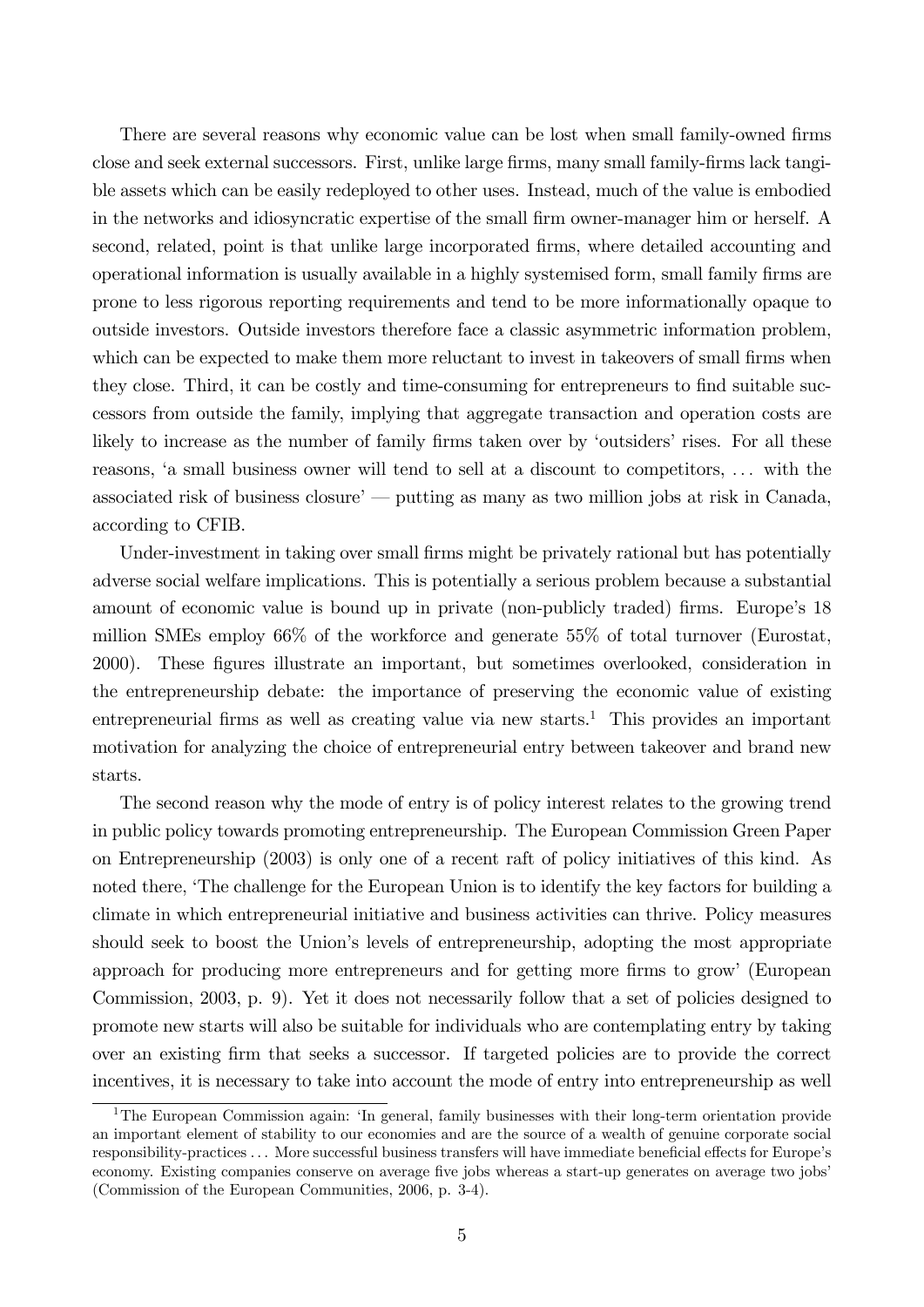There are several reasons why economic value can be lost when small family-owned firms close and seek external successors. First, unlike large firms, many small family-firms lack tangible assets which can be easily redeployed to other uses. Instead, much of the value is embodied in the networks and idiosyncratic expertise of the small firm owner-manager him or herself. A second, related, point is that unlike large incorporated firms, where detailed accounting and operational information is usually available in a highly systemised form, small family firms are prone to less rigorous reporting requirements and tend to be more informationally opaque to outside investors. Outside investors therefore face a classic asymmetric information problem, which can be expected to make them more reluctant to invest in takeovers of small firms when they close. Third, it can be costly and time-consuming for entrepreneurs to find suitable successors from outside the family, implying that aggregate transaction and operation costs are likely to increase as the number of family firms taken over by 'outsiders' rises. For all these reasons, 'a small business owner will tend to sell at a discount to competitors, ... with the associated risk of business closure' — putting as many as two million jobs at risk in Canada, according to CFIB.

Under-investment in taking over small firms might be privately rational but has potentially adverse social welfare implications. This is potentially a serious problem because a substantial amount of economic value is bound up in private (non-publicly traded) firms. Europe's 18 million SMEs employ 66% of the workforce and generate 55% of total turnover (Eurostat, 2000). These figures illustrate an important, but sometimes overlooked, consideration in the entrepreneurship debate: the importance of preserving the economic value of existing entrepreneurial firms as well as creating value via new starts.[1] This provides an important motivation for analyzing the choice of entrepreneurial entry between takeover and brand new starts.

The second reason why the mode of entry is of policy interest relates to the growing trend in public policy towards promoting entrepreneurship. The European Commission Green Paper on Entrepreneurship (2003) is only one of a recent raft of policy initiatives of this kind. As noted there, 'The challenge for the European Union is to identify the key factors for building a climate in which entrepreneurial initiative and business activities can thrive. Policy measures should seek to boost the Union's levels of entrepreneurship, adopting the most appropriate approach for producing more entrepreneurs and for getting more firms to grow' (European Commission, 2003, p. 9). Yet it does not necessarily follow that a set of policies designed to promote new starts will also be suitable for individuals who are contemplating entry by taking over an existing firm that seeks a successor. If targeted policies are to provide the correct incentives, it is necessary to take into account the mode of entry into entrepreneurship as well

[1] The European Commission again: 'In general, family businesses with their long-term orientation provide an important element of stability to our economies and are the source of a wealth of genuine corporate social responsibility-practices ... More successful business transfers will have immediate beneficial effects for Europe's economy. Existing companies conserve on average five jobs whereas a start-up generates on average two jobs' (Commission of the European Communities, 2006, p. 3-4).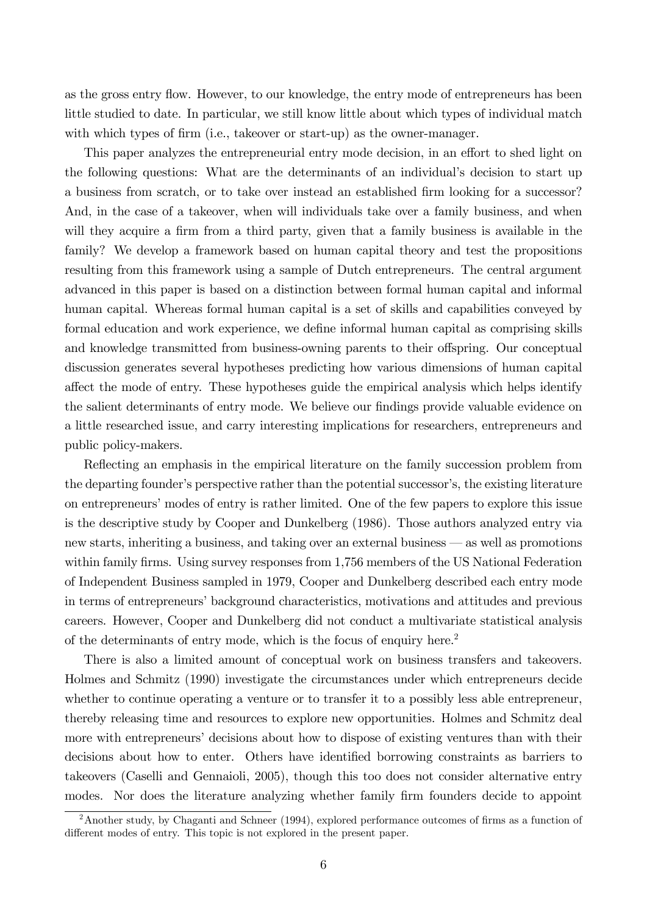as the gross entry flow. However, to our knowledge, the entry mode of entrepreneurs has been little studied to date. In particular, we still know little about which types of individual match with which types of firm (i.e., takeover or start-up) as the owner-manager.

This paper analyzes the entrepreneurial entry mode decision, in an effort to shed light on the following questions: What are the determinants of an individual's decision to start up a business from scratch, or to take over instead an established firm looking for a successor? And, in the case of a takeover, when will individuals take over a family business, and when will they acquire a firm from a third party, given that a family business is available in the family? We develop a framework based on human capital theory and test the propositions resulting from this framework using a sample of Dutch entrepreneurs. The central argument advanced in this paper is based on a distinction between formal human capital and informal human capital. Whereas formal human capital is a set of skills and capabilities conveyed by formal education and work experience, we define informal human capital as comprising skills and knowledge transmitted from business-owning parents to their offspring. Our conceptual discussion generates several hypotheses predicting how various dimensions of human capital affect the mode of entry. These hypotheses guide the empirical analysis which helps identify the salient determinants of entry mode. We believe our findings provide valuable evidence on a little researched issue, and carry interesting implications for researchers, entrepreneurs and public policy-makers.

Reflecting an emphasis in the empirical literature on the family succession problem from the departing founder's perspective rather than the potential successor's, the existing literature on entrepreneurs' modes of entry is rather limited. One of the few papers to explore this issue is the descriptive study by Cooper and Dunkelberg (1986). Those authors analyzed entry via new starts, inheriting a business, and taking over an external business — as well as promotions within family firms. Using survey responses from 1,756 members of the US National Federation of Independent Business sampled in 1979, Cooper and Dunkelberg described each entry mode in terms of entrepreneurs' background characteristics, motivations and attitudes and previous careers. However, Cooper and Dunkelberg did not conduct a multivariate statistical analysis of the determinants of entry mode, which is the focus of enquiry here.[2]

There is also a limited amount of conceptual work on business transfers and takeovers. Holmes and Schmitz (1990) investigate the circumstances under which entrepreneurs decide whether to continue operating a venture or to transfer it to a possibly less able entrepreneur, thereby releasing time and resources to explore new opportunities. Holmes and Schmitz deal more with entrepreneurs' decisions about how to dispose of existing ventures than with their decisions about how to enter. Others have identified borrowing constraints as barriers to takeovers (Caselli and Gennaioli, 2005), though this too does not consider alternative entry modes. Nor does the literature analyzing whether family firm founders decide to appoint

[2]Another study, by Chaganti and Schneer (1994), explored performance outcomes of firms as a function of different modes of entry. This topic is not explored in the present paper.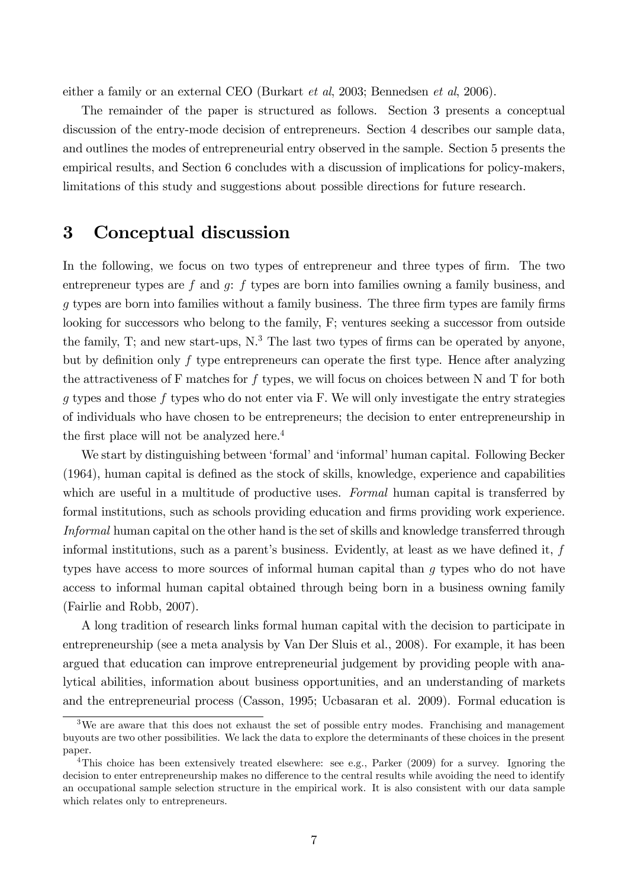either a family or an external CEO (Burkart *et al*, 2003; Bennedsen *et al*, 2006).

The remainder of the paper is structured as follows. Section 3 presents a conceptual discussion of the entry-mode decision of entrepreneurs. Section 4 describes our sample data, and outlines the modes of entrepreneurial entry observed in the sample. Section 5 presents the empirical results, and Section 6 concludes with a discussion of implications for policy-makers, limitations of this study and suggestions about possible directions for future research.

# 3 Conceptual discussion

In the following, we focus on two types of entrepreneur and three types of firm. The two entrepreneur types are $f$ and $g$: $f$ types are born into families owning a family business, and $g$ types are born into families without a family business. The three firm types are family firms looking for successors who belong to the family, F; ventures seeking a successor from outside the family, T; and new start-ups, N.[3] The last two types of firms can be operated by anyone, but by definition only $f$ type entrepreneurs can operate the first type. Hence after analyzing the attractiveness of F matches for $f$ types, we will focus on choices between N and T for both $g$ types and those $f$ types who do not enter via F. We will only investigate the entry strategies of individuals who have chosen to be entrepreneurs; the decision to enter entrepreneurship in the first place will not be analyzed here.[4]

We start by distinguishing between 'formal' and 'informal' human capital. Following Becker (1964), human capital is defined as the stock of skills, knowledge, experience and capabilities which are useful in a multitude of productive uses. *Formal* human capital is transferred by formal institutions, such as schools providing education and firms providing work experience. *Informal* human capital on the other hand is the set of skills and knowledge transferred through informal institutions, such as a parent's business. Evidently, at least as we have defined it, $f$ types have access to more sources of informal human capital than $g$ types who do not have access to informal human capital obtained through being born in a business owning family (Fairlie and Robb, 2007).

A long tradition of research links formal human capital with the decision to participate in entrepreneurship (see a meta analysis by Van Der Sluis et al., 2008). For example, it has been argued that education can improve entrepreneurial judgement by providing people with analytical abilities, information about business opportunities, and an understanding of markets and the entrepreneurial process (Casson, 1995; Ucbasaran et al. 2009). Formal education is

[3] We are aware that this does not exhaust the set of possible entry modes. Franchising and management buyouts are two other possibilities. We lack the data to explore the determinants of these choices in the present paper.

[4] This choice has been extensively treated elsewhere: see e.g., Parker (2009) for a survey. Ignoring the decision to enter entrepreneurship makes no difference to the central results while avoiding the need to identify an occupational sample selection structure in the empirical work. It is also consistent with our data sample which relates only to entrepreneurs.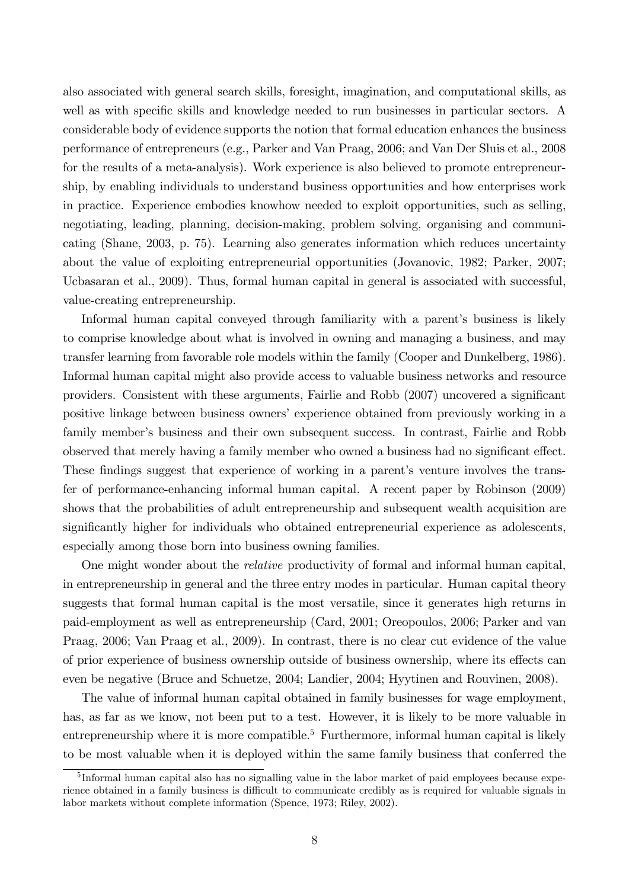also associated with general search skills, foresight, imagination, and computational skills, as well as with specific skills and knowledge needed to run businesses in particular sectors. A considerable body of evidence supports the notion that formal education enhances the business performance of entrepreneurs (e.g., Parker and Van Praag, 2006; and Van Der Sluis et al., 2008 for the results of a meta-analysis). Work experience is also believed to promote entrepreneurship, by enabling individuals to understand business opportunities and how enterprises work in practice. Experience embodies knowhow needed to exploit opportunities, such as selling, negotiating, leading, planning, decision-making, problem solving, organising and communicating (Shane, 2003, p. 75). Learning also generates information which reduces uncertainty about the value of exploiting entrepreneurial opportunities (Jovanovic, 1982; Parker, 2007; Ucbasaran et al., 2009). Thus, formal human capital in general is associated with successful, value-creating entrepreneurship.

Informal human capital conveyed through familiarity with a parent's business is likely to comprise knowledge about what is involved in owning and managing a business, and may transfer learning from favorable role models within the family (Cooper and Dunkelberg, 1986). Informal human capital might also provide access to valuable business networks and resource providers. Consistent with these arguments, Fairlie and Robb (2007) uncovered a significant positive linkage between business owners' experience obtained from previously working in a family member's business and their own subsequent success. In contrast, Fairlie and Robb observed that merely having a family member who owned a business had no significant effect. These findings suggest that experience of working in a parent's venture involves the transfer of performance-enhancing informal human capital. A recent paper by Robinson (2009) shows that the probabilities of adult entrepreneurship and subsequent wealth acquisition are significantly higher for individuals who obtained entrepreneurial experience as adolescents, especially among those born into business owning families.

One might wonder about the *relative* productivity of formal and informal human capital, in entrepreneurship in general and the three entry modes in particular. Human capital theory suggests that formal human capital is the most versatile, since it generates high returns in paid-employment as well as entrepreneurship (Card, 2001; Oreopoulos, 2006; Parker and van Praag, 2006; Van Praag et al., 2009). In contrast, there is no clear cut evidence of the value of prior experience of business ownership outside of business ownership, where its effects can even be negative (Bruce and Schuetze, 2004; Landier, 2004; Hyytinen and Rouvinen, 2008).

The value of informal human capital obtained in family businesses for wage employment, has, as far as we know, not been put to a test. However, it is likely to be more valuable in entrepreneurship where it is more compatible.[5] Furthermore, informal human capital is likely to be most valuable when it is deployed within the same family business that conferred the

[5] Informal human capital also has no signalling value in the labor market of paid employees because experience obtained in a family business is difficult to communicate credibly as is required for valuable signals in labor markets without complete information (Spence, 1973; Riley, 2002).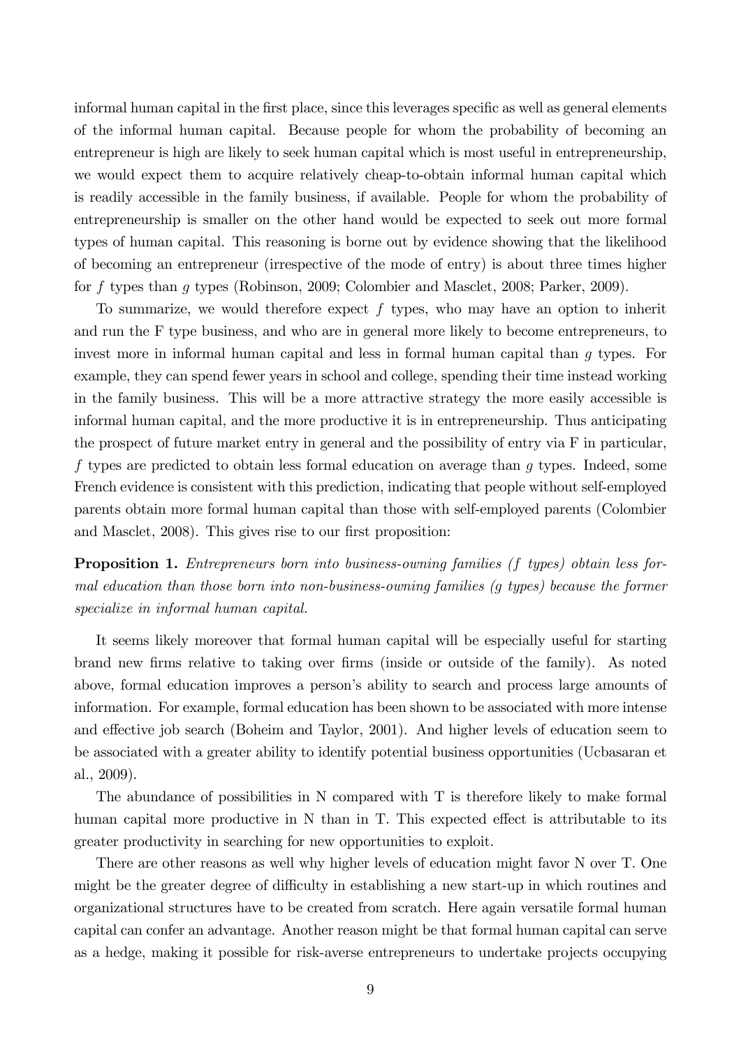informal human capital in the first place, since this leverages specific as well as general elements of the informal human capital. Because people for whom the probability of becoming an entrepreneur is high are likely to seek human capital which is most useful in entrepreneurship, we would expect them to acquire relatively cheap-to-obtain informal human capital which is readily accessible in the family business, if available. People for whom the probability of entrepreneurship is smaller on the other hand would be expected to seek out more formal types of human capital. This reasoning is borne out by evidence showing that the likelihood of becoming an entrepreneur (irrespective of the mode of entry) is about three times higher for $f$ types than $g$ types (Robinson, 2009; Colombier and Masclet, 2008; Parker, 2009).

To summarize, we would therefore expect $f$ types, who may have an option to inherit and run the F type business, and who are in general more likely to become entrepreneurs, to invest more in informal human capital and less in formal human capital than $g$ types. For example, they can spend fewer years in school and college, spending their time instead working in the family business. This will be a more attractive strategy the more easily accessible is informal human capital, and the more productive it is in entrepreneurship. Thus anticipating the prospect of future market entry in general and the possibility of entry via F in particular, $f$ types are predicted to obtain less formal education on average than $g$ types. Indeed, some French evidence is consistent with this prediction, indicating that people without self-employed parents obtain more formal human capital than those with self-employed parents (Colombier and Masclet, 2008). This gives rise to our first proposition:

**Proposition 1.** *Entrepreneurs born into business-owning families ($f$ types) obtain less formal education than those born into non-business-owning families ($g$ types) because the former specialize in informal human capital.*

It seems likely moreover that formal human capital will be especially useful for starting brand new firms relative to taking over firms (inside or outside of the family). As noted above, formal education improves a person's ability to search and process large amounts of information. For example, formal education has been shown to be associated with more intense and effective job search (Boheim and Taylor, 2001). And higher levels of education seem to be associated with a greater ability to identify potential business opportunities (Ucbasaran et al., 2009).

The abundance of possibilities in N compared with T is therefore likely to make formal human capital more productive in N than in T. This expected effect is attributable to its greater productivity in searching for new opportunities to exploit.

There are other reasons as well why higher levels of education might favor N over T. One might be the greater degree of difficulty in establishing a new start-up in which routines and organizational structures have to be created from scratch. Here again versatile formal human capital can confer an advantage. Another reason might be that formal human capital can serve as a hedge, making it possible for risk-averse entrepreneurs to undertake projects occupying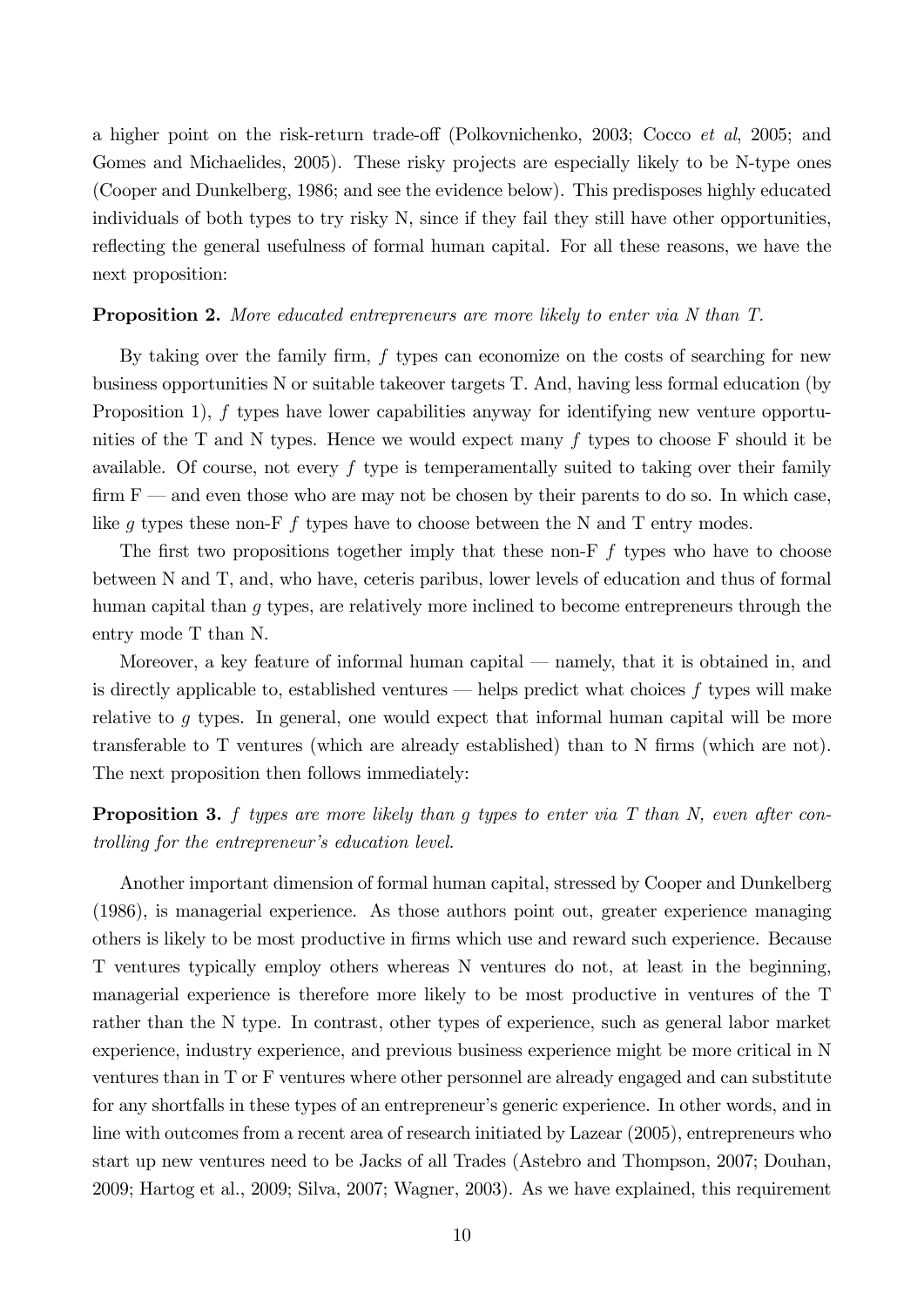a higher point on the risk-return trade-off (Polkovnichenko, 2003; Cocco *et al*, 2005; and Gomes and Michaelides, 2005). These risky projects are especially likely to be N-type ones (Cooper and Dunkelberg, 1986; and see the evidence below). This predisposes highly educated individuals of both types to try risky N, since if they fail they still have other opportunities, reflecting the general usefulness of formal human capital. For all these reasons, we have the next proposition:

**Proposition 2.** *More educated entrepreneurs are more likely to enter via N than T.*

By taking over the family firm, $f$ types can economize on the costs of searching for new business opportunities N or suitable takeover targets T. And, having less formal education (by Proposition 1), $f$ types have lower capabilities anyway for identifying new venture opportunities of the T and N types. Hence we would expect many $f$ types to choose F should it be available. Of course, not every $f$ type is temperamentally suited to taking over their family firm F — and even those who are may not be chosen by their parents to do so. In which case, like $g$ types these non-F $f$ types have to choose between the N and T entry modes.

The first two propositions together imply that these non-F $f$ types who have to choose between N and T, and, who have, ceteris paribus, lower levels of education and thus of formal human capital than $g$ types, are relatively more inclined to become entrepreneurs through the entry mode T than N.

Moreover, a key feature of informal human capital — namely, that it is obtained in, and is directly applicable to, established ventures — helps predict what choices $f$ types will make relative to $g$ types. In general, one would expect that informal human capital will be more transferable to T ventures (which are already established) than to N firms (which are not). The next proposition then follows immediately:

**Proposition 3.** *$f$ types are more likely than $g$ types to enter via T than N, even after controlling for the entrepreneur's education level.*

Another important dimension of formal human capital, stressed by Cooper and Dunkelberg (1986), is managerial experience. As those authors point out, greater experience managing others is likely to be most productive in firms which use and reward such experience. Because T ventures typically employ others whereas N ventures do not, at least in the beginning, managerial experience is therefore more likely to be most productive in ventures of the T rather than the N type. In contrast, other types of experience, such as general labor market experience, industry experience, and previous business experience might be more critical in N ventures than in T or F ventures where other personnel are already engaged and can substitute for any shortfalls in these types of an entrepreneur's generic experience. In other words, and in line with outcomes from a recent area of research initiated by Lazear (2005), entrepreneurs who start up new ventures need to be Jacks of all Trades (Astebro and Thompson, 2007; Douhan, 2009; Hartog et al., 2009; Silva, 2007; Wagner, 2003). As we have explained, this requirement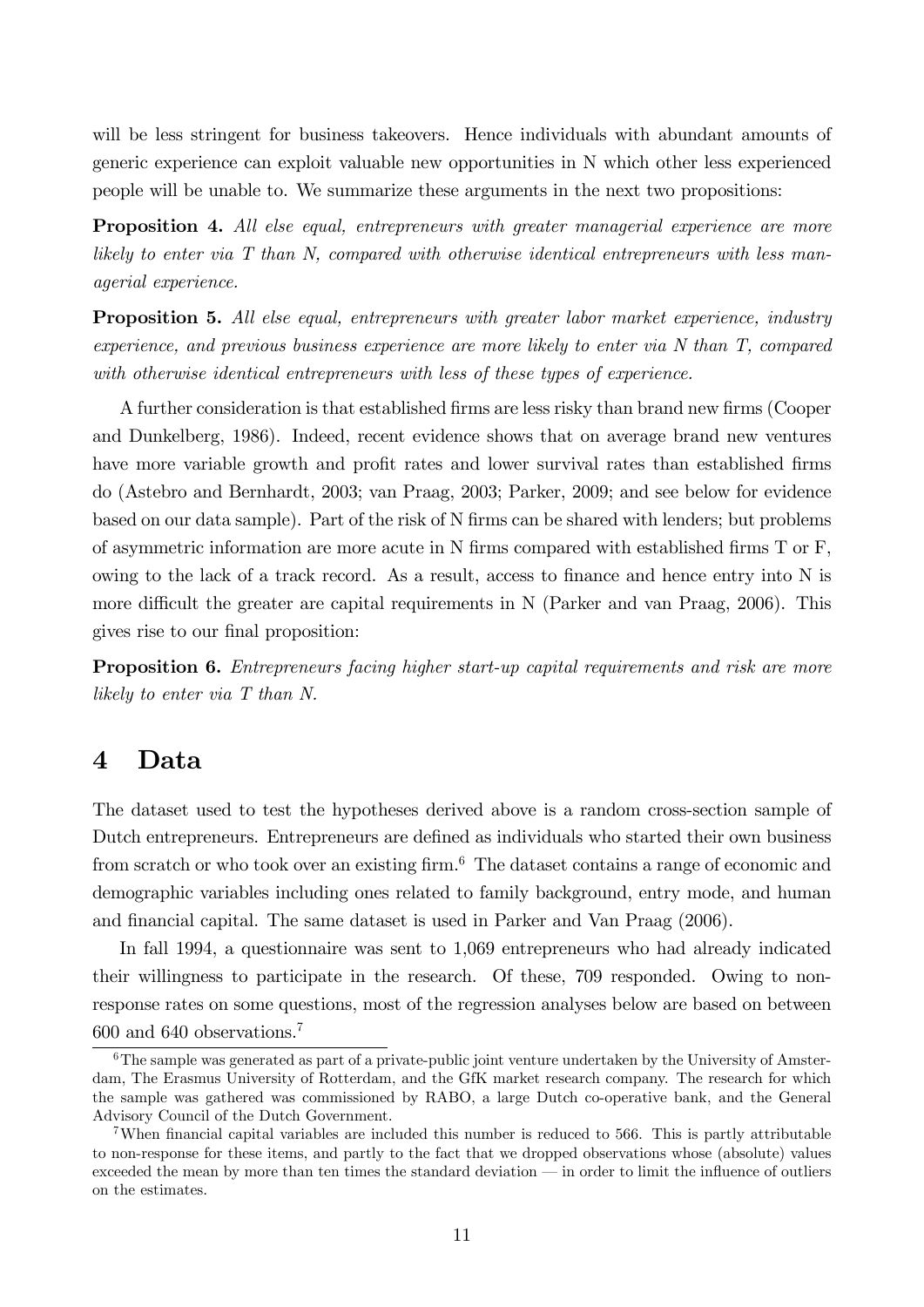will be less stringent for business takeovers. Hence individuals with abundant amounts of generic experience can exploit valuable new opportunities in N which other less experienced people will be unable to. We summarize these arguments in the next two propositions:

**Proposition 4.** *All else equal, entrepreneurs with greater managerial experience are more likely to enter via T than N, compared with otherwise identical entrepreneurs with less managerial experience.*

**Proposition 5.** *All else equal, entrepreneurs with greater labor market experience, industry experience, and previous business experience are more likely to enter via N than T, compared with otherwise identical entrepreneurs with less of these types of experience.*

A further consideration is that established firms are less risky than brand new firms (Cooper and Dunkelberg, 1986). Indeed, recent evidence shows that on average brand new ventures have more variable growth and profit rates and lower survival rates than established firms do (Astebro and Bernhardt, 2003; van Praag, 2003; Parker, 2009; and see below for evidence based on our data sample). Part of the risk of N firms can be shared with lenders; but problems of asymmetric information are more acute in N firms compared with established firms T or F, owing to the lack of a track record. As a result, access to finance and hence entry into N is more difficult the greater are capital requirements in N (Parker and van Praag, 2006). This gives rise to our final proposition:

**Proposition 6.** *Entrepreneurs facing higher start-up capital requirements and risk are more likely to enter via T than N.*

# 4 Data

The dataset used to test the hypotheses derived above is a random cross-section sample of Dutch entrepreneurs. Entrepreneurs are defined as individuals who started their own business from scratch or who took over an existing firm.[6] The dataset contains a range of economic and demographic variables including ones related to family background, entry mode, and human and financial capital. The same dataset is used in Parker and Van Praag (2006).

In fall 1994, a questionnaire was sent to 1,069 entrepreneurs who had already indicated their willingness to participate in the research. Of these, 709 responded. Owing to non-response rates on some questions, most of the regression analyses below are based on between 600 and 640 observations.[7]

[6] The sample was generated as part of a private-public joint venture undertaken by the University of Amsterdam, The Erasmus University of Rotterdam, and the GfK market research company. The research for which the sample was gathered was commissioned by RABO, a large Dutch co-operative bank, and the General Advisory Council of the Dutch Government.

[7] When financial capital variables are included this number is reduced to 566. This is partly attributable to non-response for these items, and partly to the fact that we dropped observations whose (absolute) values exceeded the mean by more than ten times the standard deviation — in order to limit the influence of outliers on the estimates.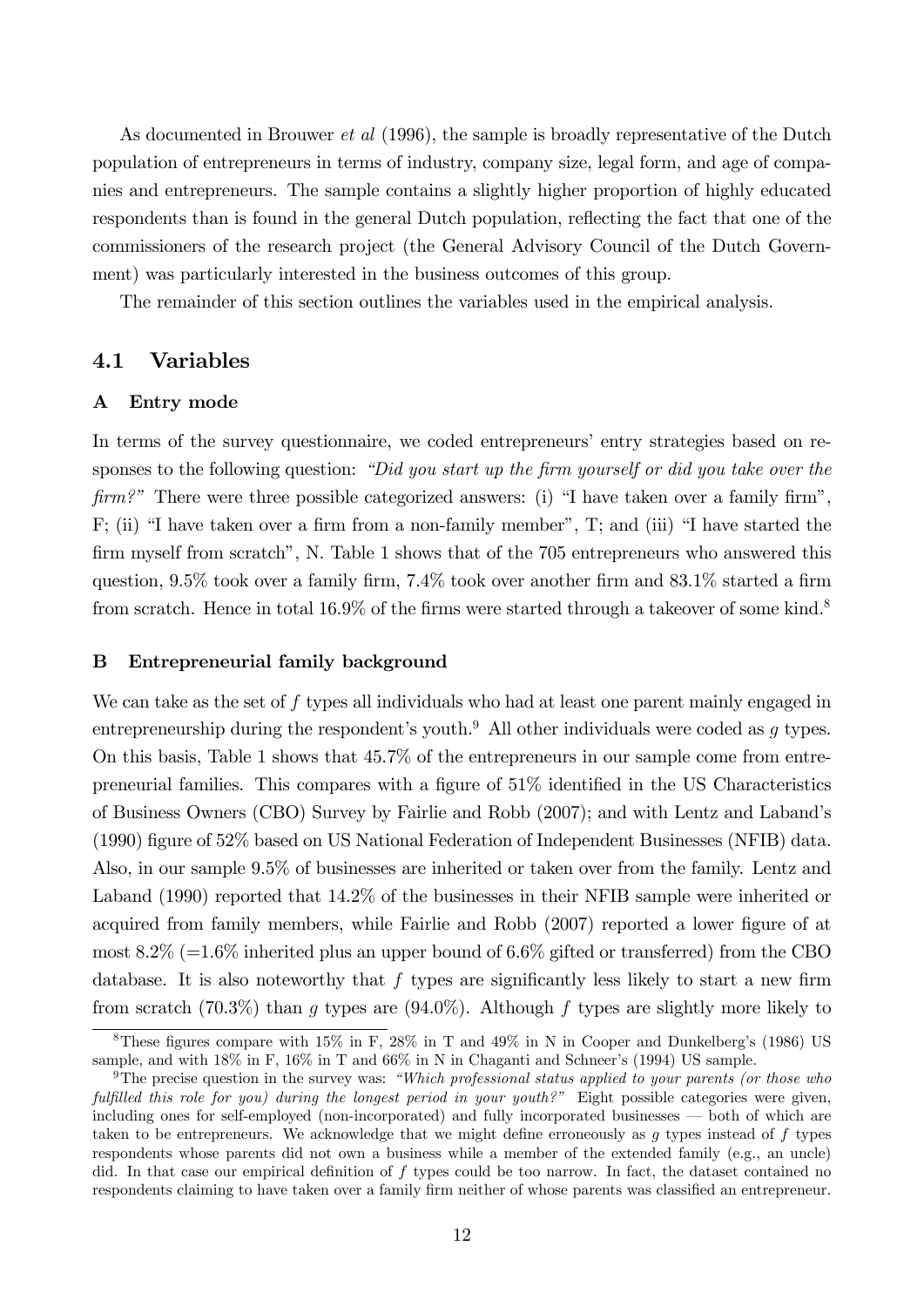As documented in Brouwer *et al* (1996), the sample is broadly representative of the Dutch population of entrepreneurs in terms of industry, company size, legal form, and age of companies and entrepreneurs. The sample contains a slightly higher proportion of highly educated respondents than is found in the general Dutch population, reflecting the fact that one of the commissioners of the research project (the General Advisory Council of the Dutch Government) was particularly interested in the business outcomes of this group.

The remainder of this section outlines the variables used in the empirical analysis.

## 4.1 Variables

### A Entry mode

In terms of the survey questionnaire, we coded entrepreneurs' entry strategies based on responses to the following question: *"Did you start up the firm yourself or did you take over the firm?"* There were three possible categorized answers: (i) "I have taken over a family firm", F; (ii) "I have taken over a firm from a non-family member", T; and (iii) "I have started the firm myself from scratch", N. Table 1 shows that of the 705 entrepreneurs who answered this question, 9.5% took over a family firm, 7.4% took over another firm and 83.1% started a firm from scratch. Hence in total 16.9% of the firms were started through a takeover of some kind.[8]

### B Entrepreneurial family background

We can take as the set of $f$ types all individuals who had at least one parent mainly engaged in entrepreneurship during the respondent's youth.[9] All other individuals were coded as $g$ types. On this basis, Table 1 shows that 45.7% of the entrepreneurs in our sample come from entrepreneurial families. This compares with a figure of 51% identified in the US Characteristics of Business Owners (CBO) Survey by Fairlie and Robb (2007); and with Lentz and Laband's (1990) figure of 52% based on US National Federation of Independent Businesses (NFIB) data. Also, in our sample 9.5% of businesses are inherited or taken over from the family. Lentz and Laband (1990) reported that 14.2% of the businesses in their NFIB sample were inherited or acquired from family members, while Fairlie and Robb (2007) reported a lower figure of at most 8.2% (=1.6% inherited plus an upper bound of 6.6% gifted or transferred) from the CBO database. It is also noteworthy that $f$ types are significantly less likely to start a new firm from scratch (70.3%) than $g$ types are (94.0%). Although $f$ types are slightly more likely to

[8] These figures compare with 15% in F, 28% in T and 49% in N in Cooper and Dunkelberg's (1986) US sample, and with 18% in F, 16% in T and 66% in N in Chaganti and Schneer's (1994) US sample.

[9] The precise question in the survey was: *"Which professional status applied to your parents (or those who fulfilled this role for you) during the longest period in your youth?"* Eight possible categories were given, including ones for self-employed (non-incorporated) and fully incorporated businesses — both of which are taken to be entrepreneurs. We acknowledge that we might define erroneously as $g$ types instead of $f$ types respondents whose parents did not own a business while a member of the extended family (e.g., an uncle) did. In that case our empirical definition of $f$ types could be too narrow. In fact, the dataset contained no respondents claiming to have taken over a family firm neither of whose parents was classified an entrepreneur.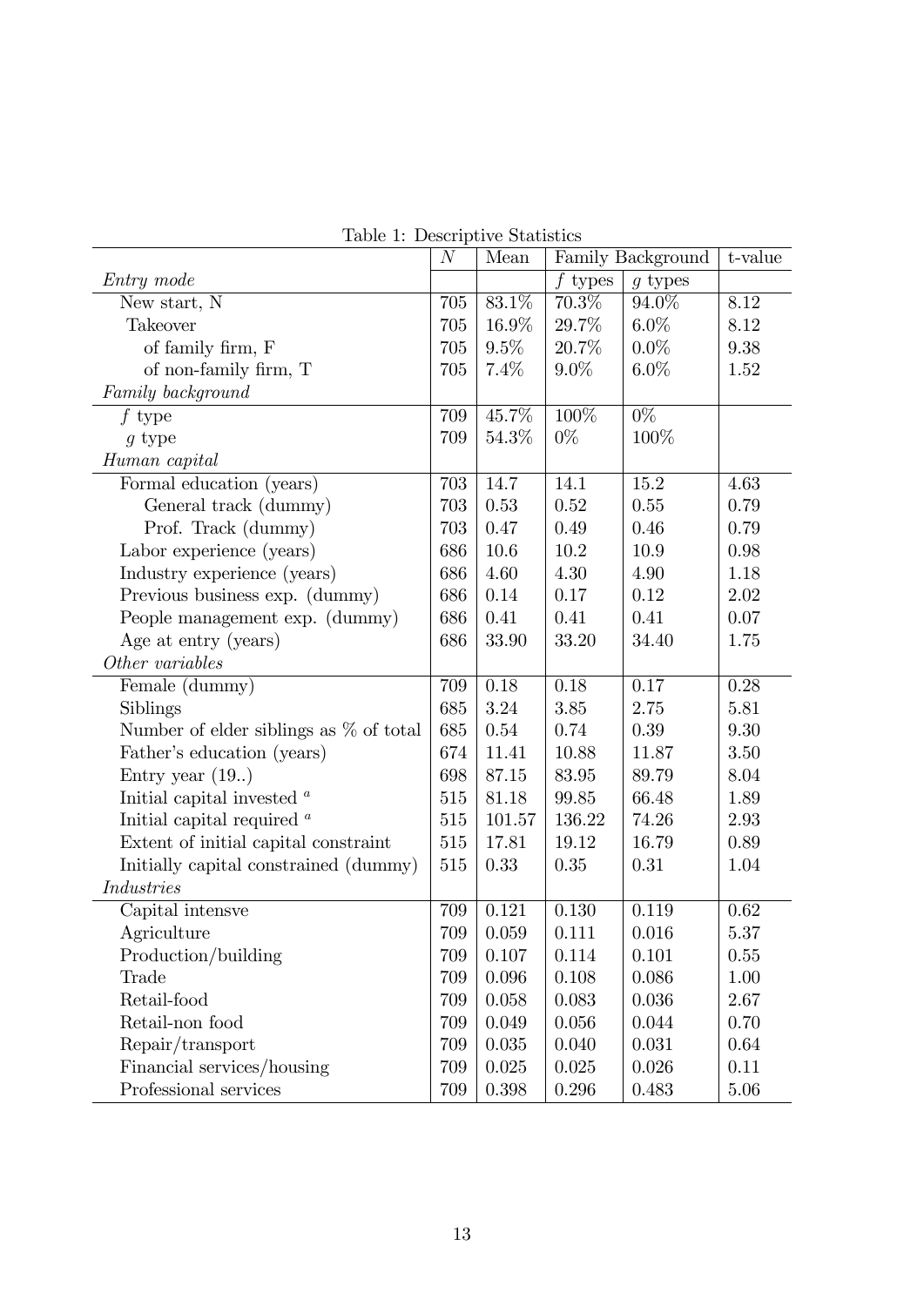Table 1: Descriptive Statistics

| | $N$ | Mean | Family Background | | t-value |
|---|---|---|---|---|---|
| *Entry mode* | | | $f$ types | $g$ types | |
| New start, N | 705 | 83.1% | 70.3% | 94.0% | 8.12 |
| Takeover | 705 | 16.9% | 29.7% | 6.0% | 8.12 |
| of family firm, F | 705 | 9.5% | 20.7% | 0.0% | 9.38 |
| of non-family firm, T | 705 | 7.4% | 9.0% | 6.0% | 1.52 |
| *Family background* | | | | | |
| $f$ type | 709 | 45.7% | 100% | 0% | |
| $g$ type | 709 | 54.3% | 0% | 100% | |
| *Human capital* | | | | | |
| Formal education (years) | 703 | 14.7 | 14.1 | 15.2 | 4.63 |
| General track (dummy) | 703 | 0.53 | 0.52 | 0.55 | 0.79 |
| Prof. Track (dummy) | 703 | 0.47 | 0.49 | 0.46 | 0.79 |
| Labor experience (years) | 686 | 10.6 | 10.2 | 10.9 | 0.98 |
| Industry experience (years) | 686 | 4.60 | 4.30 | 4.90 | 1.18 |
| Previous business exp. (dummy) | 686 | 0.14 | 0.17 | 0.12 | 2.02 |
| People management exp. (dummy) | 686 | 0.41 | 0.41 | 0.41 | 0.07 |
| Age at entry (years) | 686 | 33.90 | 33.20 | 34.40 | 1.75 |
| *Other variables* | | | | | |
| Female (dummy) | 709 | 0.18 | 0.18 | 0.17 | 0.28 |
| Siblings | 685 | 3.24 | 3.85 | 2.75 | 5.81 |
| Number of elder siblings as % of total | 685 | 0.54 | 0.74 | 0.39 | 9.30 |
| Father's education (years) | 674 | 11.41 | 10.88 | 11.87 | 3.50 |
| Entry year (19..) | 698 | 87.15 | 83.95 | 89.79 | 8.04 |
| Initial capital invested [a] | 515 | 81.18 | 99.85 | 66.48 | 1.89 |
| Initial capital required [a] | 515 | 101.57 | 136.22 | 74.26 | 2.93 |
| Extent of initial capital constraint | 515 | 17.81 | 19.12 | 16.79 | 0.89 |
| Initially capital constrained (dummy) | 515 | 0.33 | 0.35 | 0.31 | 1.04 |
| *Industries* | | | | | |
| Capital intensve | 709 | 0.121 | 0.130 | 0.119 | 0.62 |
| Agriculture | 709 | 0.059 | 0.111 | 0.016 | 5.37 |
| Production/building | 709 | 0.107 | 0.114 | 0.101 | 0.55 |
| Trade | 709 | 0.096 | 0.108 | 0.086 | 1.00 |
| Retail-food | 709 | 0.058 | 0.083 | 0.036 | 2.67 |
| Retail-non food | 709 | 0.049 | 0.056 | 0.044 | 0.70 |
| Repair/transport | 709 | 0.035 | 0.040 | 0.031 | 0.64 |
| Financial services/housing | 709 | 0.025 | 0.025 | 0.026 | 0.11 |
| Professional services | 709 | 0.398 | 0.296 | 0.483 | 5.06 |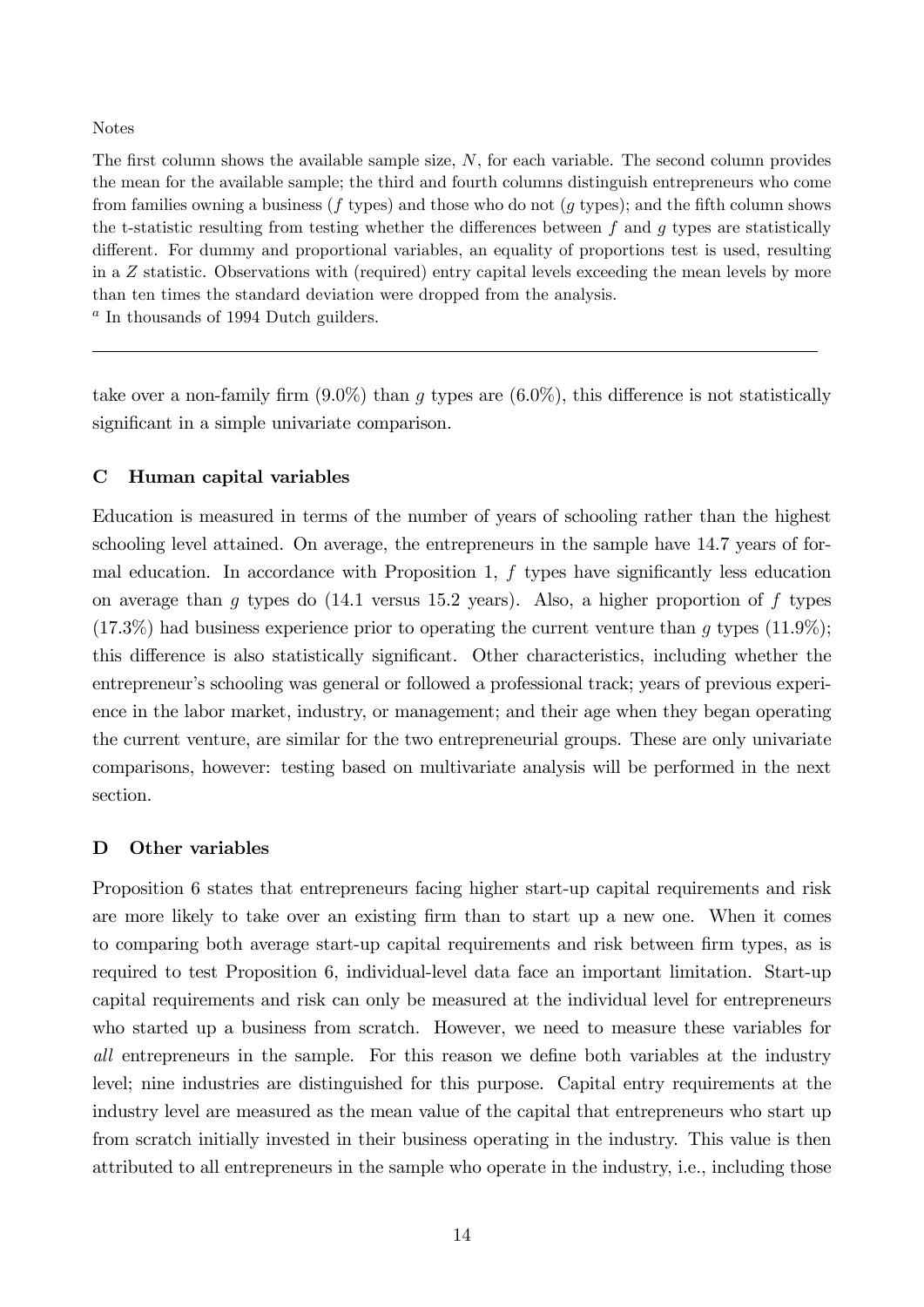Notes

The first column shows the available sample size, $N$, for each variable. The second column provides the mean for the available sample; the third and fourth columns distinguish entrepreneurs who come from families owning a business ($f$ types) and those who do not ($g$ types); and the fifth column shows the t-statistic resulting from testing whether the differences between $f$ and $g$ types are statistically different. For dummy and proportional variables, an equality of proportions test is used, resulting in a $Z$ statistic. Observations with (required) entry capital levels exceeding the mean levels by more than ten times the standard deviation were dropped from the analysis.

[a] In thousands of 1994 Dutch guilders.

---

take over a non-family firm (9.0%) than $g$ types are (6.0%), this difference is not statistically significant in a simple univariate comparison.

### C Human capital variables

Education is measured in terms of the number of years of schooling rather than the highest schooling level attained. On average, the entrepreneurs in the sample have 14.7 years of formal education. In accordance with Proposition 1, $f$ types have significantly less education on average than $g$ types do (14.1 versus 15.2 years). Also, a higher proportion of $f$ types (17.3%) had business experience prior to operating the current venture than $g$ types (11.9%); this difference is also statistically significant. Other characteristics, including whether the entrepreneur's schooling was general or followed a professional track; years of previous experience in the labor market, industry, or management; and their age when they began operating the current venture, are similar for the two entrepreneurial groups. These are only univariate comparisons, however: testing based on multivariate analysis will be performed in the next section.

### D Other variables

Proposition 6 states that entrepreneurs facing higher start-up capital requirements and risk are more likely to take over an existing firm than to start up a new one. When it comes to comparing both average start-up capital requirements and risk between firm types, as is required to test Proposition 6, individual-level data face an important limitation. Start-up capital requirements and risk can only be measured at the individual level for entrepreneurs who started up a business from scratch. However, we need to measure these variables for *all* entrepreneurs in the sample. For this reason we define both variables at the industry level; nine industries are distinguished for this purpose. Capital entry requirements at the industry level are measured as the mean value of the capital that entrepreneurs who start up from scratch initially invested in their business operating in the industry. This value is then attributed to all entrepreneurs in the sample who operate in the industry, i.e., including those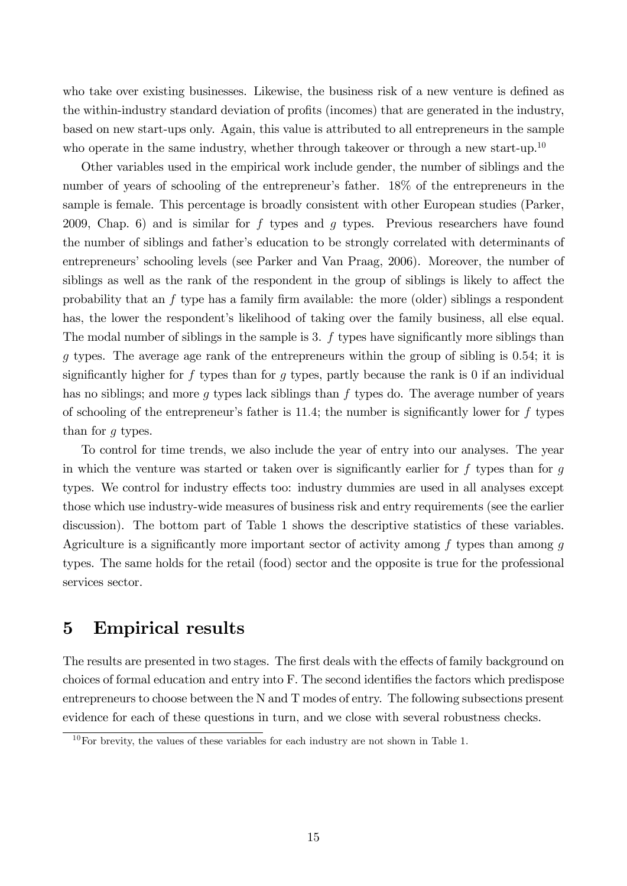who take over existing businesses. Likewise, the business risk of a new venture is defined as the within-industry standard deviation of profits (incomes) that are generated in the industry, based on new start-ups only. Again, this value is attributed to all entrepreneurs in the sample who operate in the same industry, whether through takeover or through a new start-up.[10]

Other variables used in the empirical work include gender, the number of siblings and the number of years of schooling of the entrepreneur's father. 18% of the entrepreneurs in the sample is female. This percentage is broadly consistent with other European studies (Parker, 2009, Chap. 6) and is similar for $f$ types and $g$ types. Previous researchers have found the number of siblings and father's education to be strongly correlated with determinants of entrepreneurs' schooling levels (see Parker and Van Praag, 2006). Moreover, the number of siblings as well as the rank of the respondent in the group of siblings is likely to affect the probability that an $f$ type has a family firm available: the more (older) siblings a respondent has, the lower the respondent's likelihood of taking over the family business, all else equal. The modal number of siblings in the sample is 3. $f$ types have significantly more siblings than $g$ types. The average age rank of the entrepreneurs within the group of sibling is 0.54; it is significantly higher for $f$ types than for $g$ types, partly because the rank is 0 if an individual has no siblings; and more $g$ types lack siblings than $f$ types do. The average number of years of schooling of the entrepreneur's father is 11.4; the number is significantly lower for $f$ types than for $g$ types.

To control for time trends, we also include the year of entry into our analyses. The year in which the venture was started or taken over is significantly earlier for $f$ types than for $g$ types. We control for industry effects too: industry dummies are used in all analyses except those which use industry-wide measures of business risk and entry requirements (see the earlier discussion). The bottom part of Table 1 shows the descriptive statistics of these variables. Agriculture is a significantly more important sector of activity among $f$ types than among $g$ types. The same holds for the retail (food) sector and the opposite is true for the professional services sector.

# 5 Empirical results

The results are presented in two stages. The first deals with the effects of family background on choices of formal education and entry into F. The second identifies the factors which predispose entrepreneurs to choose between the N and T modes of entry. The following subsections present evidence for each of these questions in turn, and we close with several robustness checks.

[10] For brevity, the values of these variables for each industry are not shown in Table 1.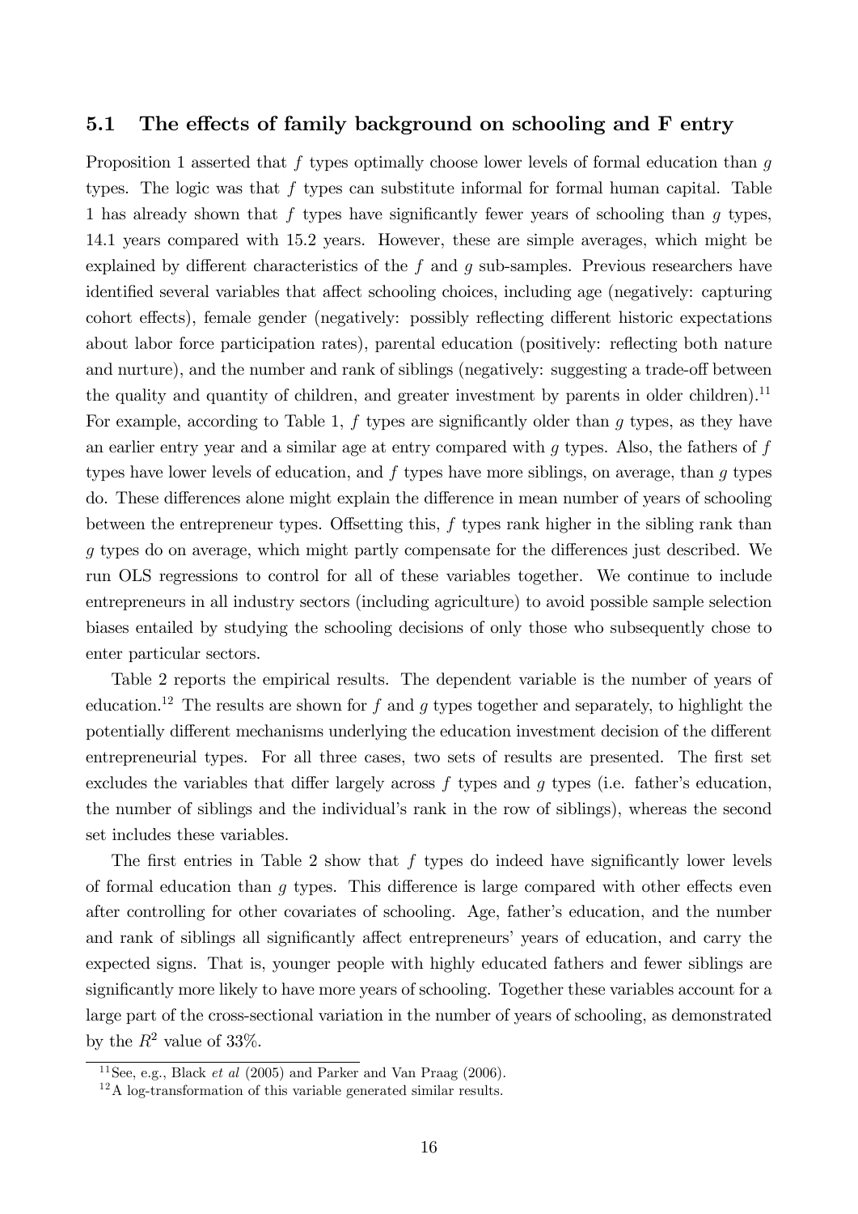### 5.1 The effects of family background on schooling and F entry

Proposition 1 asserted that $f$ types optimally choose lower levels of formal education than $g$ types. The logic was that $f$ types can substitute informal for formal human capital. Table 1 has already shown that $f$ types have significantly fewer years of schooling than $g$ types, 14.1 years compared with 15.2 years. However, these are simple averages, which might be explained by different characteristics of the $f$ and $g$ sub-samples. Previous researchers have identified several variables that affect schooling choices, including age (negatively: capturing cohort effects), female gender (negatively: possibly reflecting different historic expectations about labor force participation rates), parental education (positively: reflecting both nature and nurture), and the number and rank of siblings (negatively: suggesting a trade-off between the quality and quantity of children, and greater investment by parents in older children).[11] For example, according to Table 1, $f$ types are significantly older than $g$ types, as they have an earlier entry year and a similar age at entry compared with $g$ types. Also, the fathers of $f$ types have lower levels of education, and $f$ types have more siblings, on average, than $g$ types do. These differences alone might explain the difference in mean number of years of schooling between the entrepreneur types. Offsetting this, $f$ types rank higher in the sibling rank than $g$ types do on average, which might partly compensate for the differences just described. We run OLS regressions to control for all of these variables together. We continue to include entrepreneurs in all industry sectors (including agriculture) to avoid possible sample selection biases entailed by studying the schooling decisions of only those who subsequently chose to enter particular sectors.

Table 2 reports the empirical results. The dependent variable is the number of years of education.[12] The results are shown for $f$ and $g$ types together and separately, to highlight the potentially different mechanisms underlying the education investment decision of the different entrepreneurial types. For all three cases, two sets of results are presented. The first set excludes the variables that differ largely across $f$ types and $g$ types (i.e. father's education, the number of siblings and the individual's rank in the row of siblings), whereas the second set includes these variables.

The first entries in Table 2 show that $f$ types do indeed have significantly lower levels of formal education than $g$ types. This difference is large compared with other effects even after controlling for other covariates of schooling. Age, father's education, and the number and rank of siblings all significantly affect entrepreneurs' years of education, and carry the expected signs. That is, younger people with highly educated fathers and fewer siblings are significantly more likely to have more years of schooling. Together these variables account for a large part of the cross-sectional variation in the number of years of schooling, as demonstrated by the $R^2$ value of 33%.

[11] See, e.g., Black *et al* (2005) and Parker and Van Praag (2006).

[12] A log-transformation of this variable generated similar results.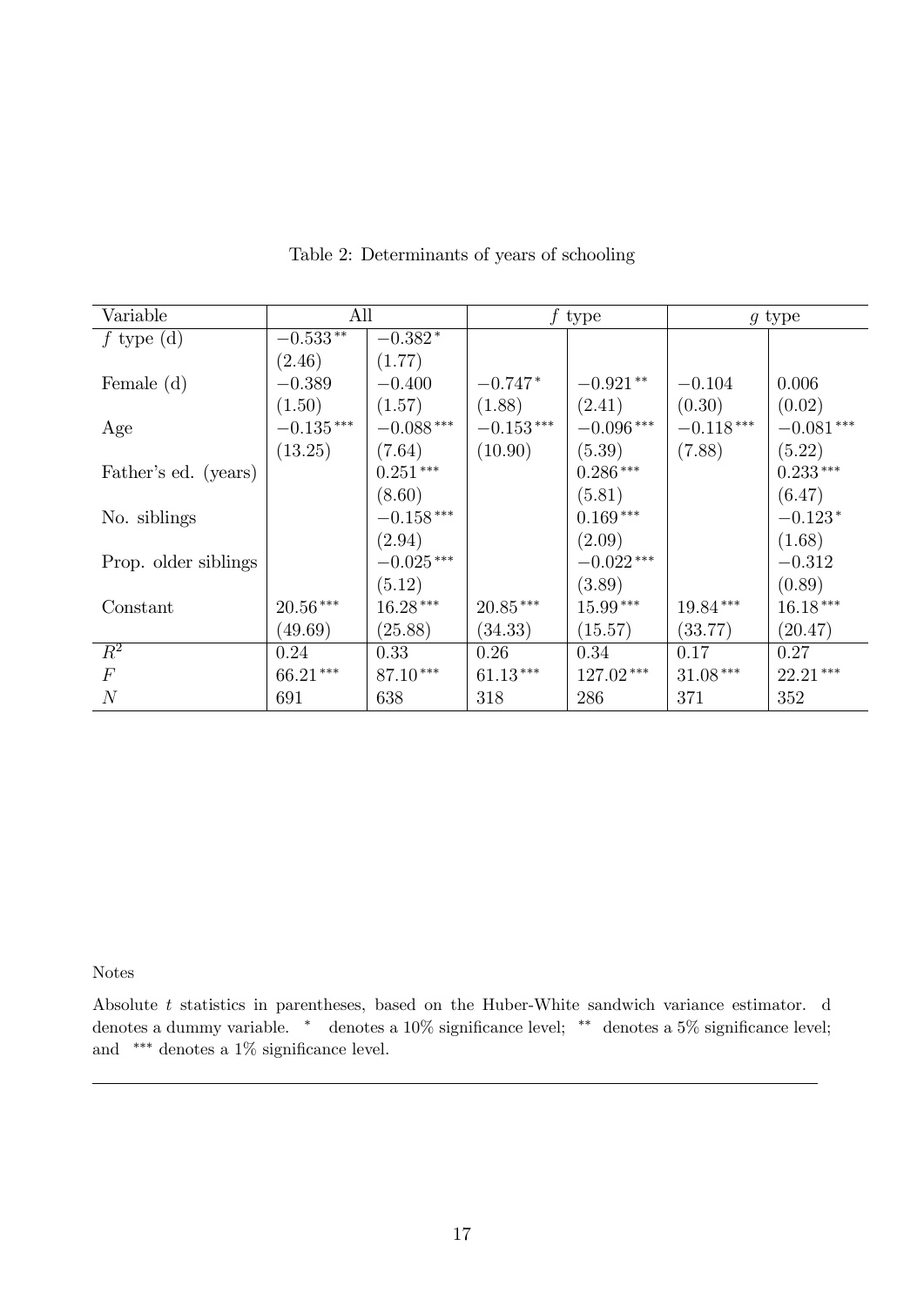Table 2: Determinants of years of schooling

| Variable | All | | $f$ type | | $g$ type | |
|---|---|---|---|---|---|---|
| $f$ type (d) | $-0.533^{**}$ | $-0.382^{*}$ | | | | |
| | (2.46) | (1.77) | | | | |
| Female (d) | $-0.389$ | $-0.400$ | $-0.747^{*}$ | $-0.921^{**}$ | $-0.104$ | 0.006 |
| | (1.50) | (1.57) | (1.88) | (2.41) | (0.30) | (0.02) |
| Age | $-0.135^{***}$ | $-0.088^{***}$ | $-0.153^{***}$ | $-0.096^{***}$ | $-0.118^{***}$ | $-0.081^{***}$ |
| | (13.25) | (7.64) | (10.90) | (5.39) | (7.88) | (5.22) |
| Father's ed. (years) | | $0.251^{***}$ | | $0.286^{***}$ | | $0.233^{***}$ |
| | | (8.60) | | (5.81) | | (6.47) |
| No. siblings | | $-0.158^{***}$ | | $0.169^{***}$ | | $-0.123^{*}$ |
| | | (2.94) | | (2.09) | | (1.68) |
| Prop. older siblings | | $-0.025^{***}$ | | $-0.022^{***}$ | | $-0.312$ |
| | | (5.12) | | (3.89) | | (0.89) |
| Constant | $20.56^{***}$ | $16.28^{***}$ | $20.85^{***}$ | $15.99^{***}$ | $19.84^{***}$ | $16.18^{***}$ |
| | (49.69) | (25.88) | (34.33) | (15.57) | (33.77) | (20.47) |
| $R^2$ | 0.24 | 0.33 | 0.26 | 0.34 | 0.17 | 0.27 |
| $F$ | $66.21^{***}$ | $87.10^{***}$ | $61.13^{***}$ | $127.02^{***}$ | $31.08^{***}$ | $22.21^{***}$ |
| $N$ | 691 | 638 | 318 | 286 | 371 | 352 |

Notes

Absolute $t$ statistics in parentheses, based on the Huber-White sandwich variance estimator. d denotes a dummy variable. $^{*}$ denotes a 10% significance level; $^{**}$ denotes a 5% significance level; and $^{***}$ denotes a 1% significance level.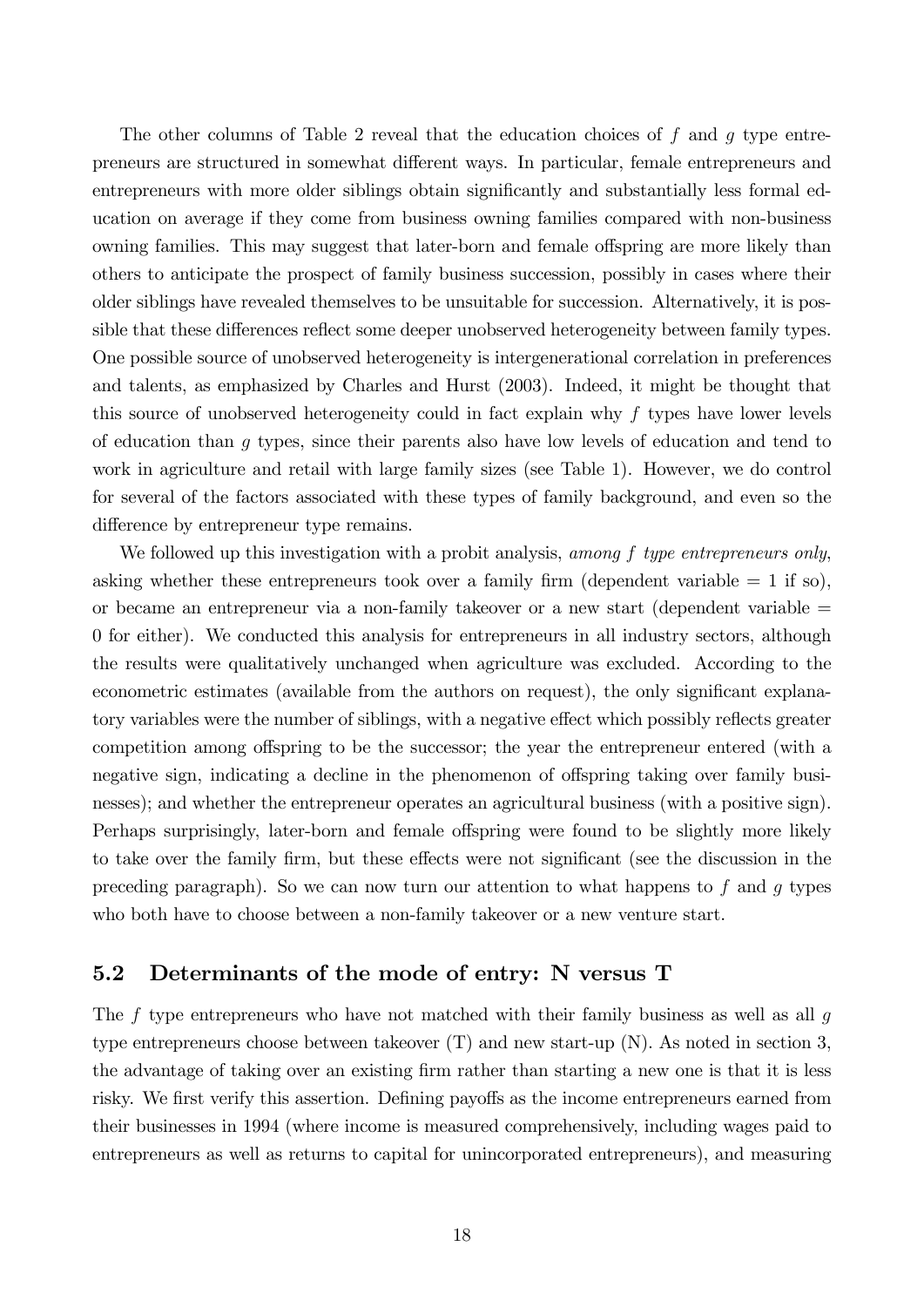The other columns of Table 2 reveal that the education choices of $f$ and $g$ type entrepreneurs are structured in somewhat different ways. In particular, female entrepreneurs and entrepreneurs with more older siblings obtain significantly and substantially less formal education on average if they come from business owning families compared with non-business owning families. This may suggest that later-born and female offspring are more likely than others to anticipate the prospect of family business succession, possibly in cases where their older siblings have revealed themselves to be unsuitable for succession. Alternatively, it is possible that these differences reflect some deeper unobserved heterogeneity between family types. One possible source of unobserved heterogeneity is intergenerational correlation in preferences and talents, as emphasized by Charles and Hurst (2003). Indeed, it might be thought that this source of unobserved heterogeneity could in fact explain why $f$ types have lower levels of education than $g$ types, since their parents also have low levels of education and tend to work in agriculture and retail with large family sizes (see Table 1). However, we do control for several of the factors associated with these types of family background, and even so the difference by entrepreneur type remains.

We followed up this investigation with a probit analysis, *among f type entrepreneurs only*, asking whether these entrepreneurs took over a family firm (dependent variable = 1 if so), or became an entrepreneur via a non-family takeover or a new start (dependent variable = 0 for either). We conducted this analysis for entrepreneurs in all industry sectors, although the results were qualitatively unchanged when agriculture was excluded. According to the econometric estimates (available from the authors on request), the only significant explanatory variables were the number of siblings, with a negative effect which possibly reflects greater competition among offspring to be the successor; the year the entrepreneur entered (with a negative sign, indicating a decline in the phenomenon of offspring taking over family businesses); and whether the entrepreneur operates an agricultural business (with a positive sign). Perhaps surprisingly, later-born and female offspring were found to be slightly more likely to take over the family firm, but these effects were not significant (see the discussion in the preceding paragraph). So we can now turn our attention to what happens to $f$ and $g$ types who both have to choose between a non-family takeover or a new venture start.

## 5.2 Determinants of the mode of entry: N versus T

The $f$ type entrepreneurs who have not matched with their family business as well as all $g$ type entrepreneurs choose between takeover (T) and new start-up (N). As noted in section 3, the advantage of taking over an existing firm rather than starting a new one is that it is less risky. We first verify this assertion. Defining payoffs as the income entrepreneurs earned from their businesses in 1994 (where income is measured comprehensively, including wages paid to entrepreneurs as well as returns to capital for unincorporated entrepreneurs), and measuring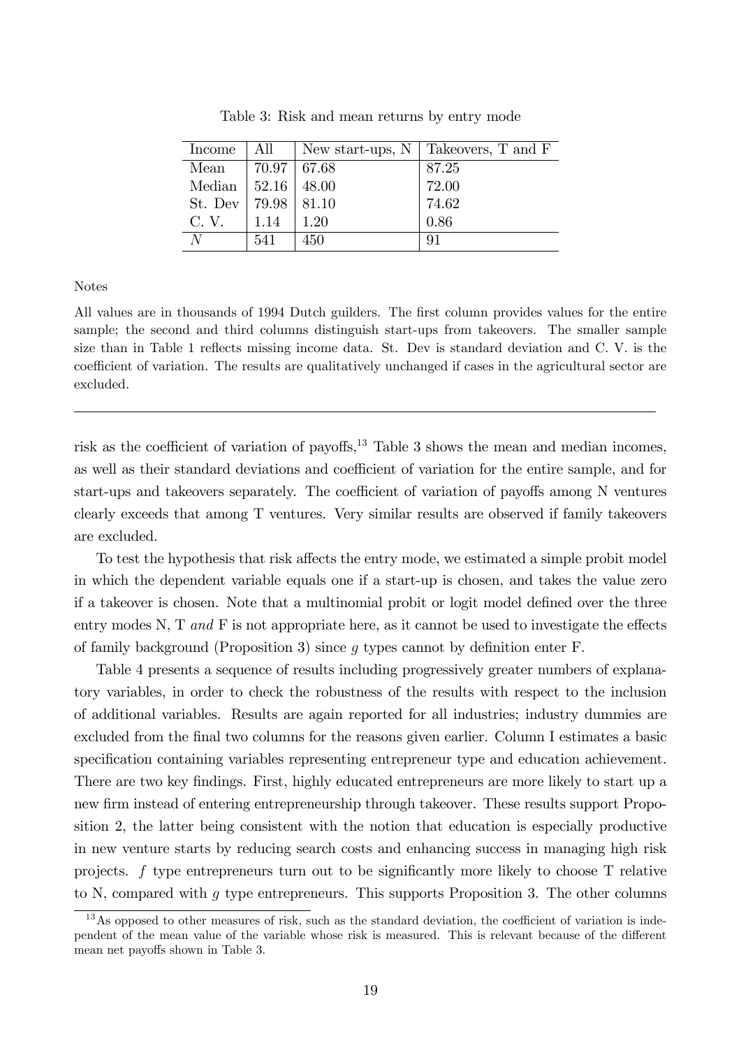Table 3: Risk and mean returns by entry mode

| Income | All | New start-ups, N | Takeovers, T and F |
|---|---|---|---|
| Mean | 70.97 | 67.68 | 87.25 |
| Median | 52.16 | 48.00 | 72.00 |
| St. Dev | 79.98 | 81.10 | 74.62 |
| C. V. | 1.14 | 1.20 | 0.86 |
| $N$ | 541 | 450 | 91 |

Notes

All values are in thousands of 1994 Dutch guilders. The first column provides values for the entire sample; the second and third columns distinguish start-ups from takeovers. The smaller sample size than in Table 1 reflects missing income data. St. Dev is standard deviation and C. V. is the coefficient of variation. The results are qualitatively unchanged if cases in the agricultural sector are excluded.

---

risk as the coefficient of variation of payoffs,[13] Table 3 shows the mean and median incomes, as well as their standard deviations and coefficient of variation for the entire sample, and for start-ups and takeovers separately. The coefficient of variation of payoffs among N ventures clearly exceeds that among T ventures. Very similar results are observed if family takeovers are excluded.

To test the hypothesis that risk affects the entry mode, we estimated a simple probit model in which the dependent variable equals one if a start-up is chosen, and takes the value zero if a takeover is chosen. Note that a multinomial probit or logit model defined over the three entry modes N, T *and* F is not appropriate here, as it cannot be used to investigate the effects of family background (Proposition 3) since $g$ types cannot by definition enter F.

Table 4 presents a sequence of results including progressively greater numbers of explanatory variables, in order to check the robustness of the results with respect to the inclusion of additional variables. Results are again reported for all industries; industry dummies are excluded from the final two columns for the reasons given earlier. Column I estimates a basic specification containing variables representing entrepreneur type and education achievement. There are two key findings. First, highly educated entrepreneurs are more likely to start up a new firm instead of entering entrepreneurship through takeover. These results support Proposition 2, the latter being consistent with the notion that education is especially productive in new venture starts by reducing search costs and enhancing success in managing high risk projects. $f$ type entrepreneurs turn out to be significantly more likely to choose T relative to N, compared with $g$ type entrepreneurs. This supports Proposition 3. The other columns

[13] As opposed to other measures of risk, such as the standard deviation, the coefficient of variation is independent of the mean value of the variable whose risk is measured. This is relevant because of the different mean net payoffs shown in Table 3.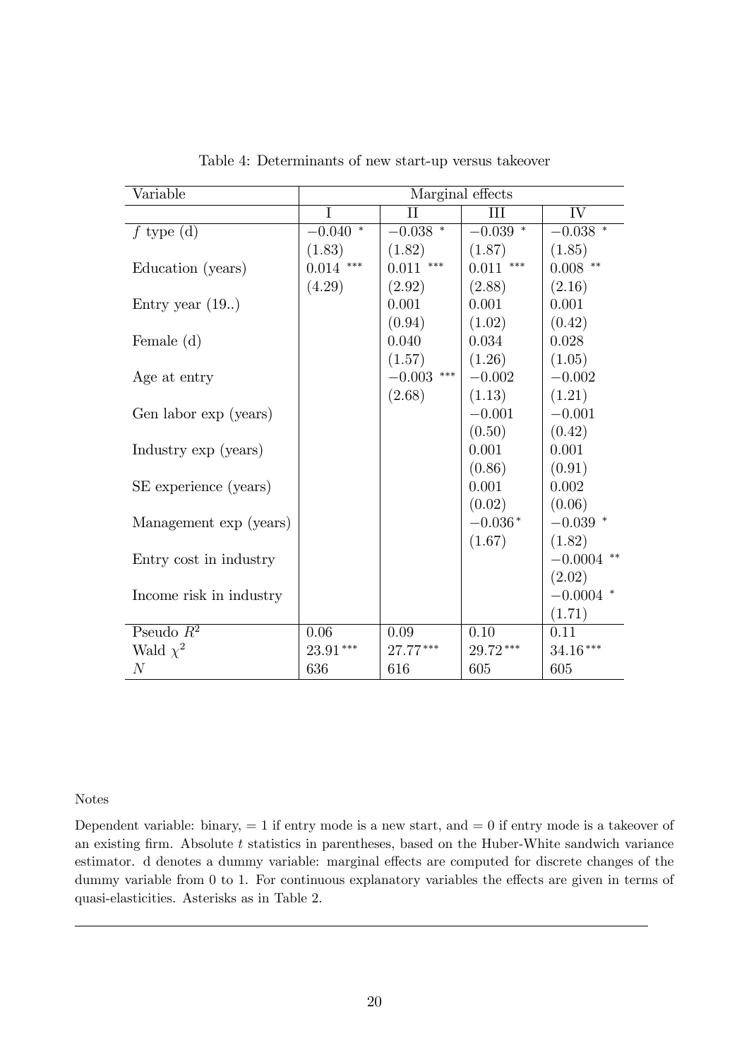Table 4: Determinants of new start-up versus takeover

| Variable | Marginal effects | | | |
|---|---|---|---|---|
| | I | II | III | IV |
| $f$ type (d) | $-0.040$ * | $-0.038$ * | $-0.039$ * | $-0.038$ * |
| | (1.83) | (1.82) | (1.87) | (1.85) |
| Education (years) | 0.014 *** | 0.011 *** | 0.011 *** | 0.008 ** |
| | (4.29) | (2.92) | (2.88) | (2.16) |
| Entry year (19..) | | 0.001 | 0.001 | 0.001 |
| | | (0.94) | (1.02) | (0.42) |
| Female (d) | | 0.040 | 0.034 | 0.028 |
| | | (1.57) | (1.26) | (1.05) |
| Age at entry | | $-0.003$ *** | $-0.002$ | $-0.002$ |
| | | (2.68) | (1.13) | (1.21) |
| Gen labor exp (years) | | | $-0.001$ | $-0.001$ |
| | | | (0.50) | (0.42) |
| Industry exp (years) | | | 0.001 | 0.001 |
| | | | (0.86) | (0.91) |
| SE experience (years) | | | 0.001 | 0.002 |
| | | | (0.02) | (0.06) |
| Management exp (years) | | | $-0.036$* | $-0.039$ * |
| | | | (1.67) | (1.82) |
| Entry cost in industry | | | | $-0.0004$ ** |
| | | | | (2.02) |
| Income risk in industry | | | | $-0.0004$ * |
| | | | | (1.71) |
| Pseudo $R^2$ | 0.06 | 0.09 | 0.10 | 0.11 |
| Wald $\chi^2$ | 23.91*** | 27.77*** | 29.72*** | 34.16*** |
| $N$ | 636 | 616 | 605 | 605 |

Notes

Dependent variable: binary, = 1 if entry mode is a new start, and = 0 if entry mode is a takeover of an existing firm. Absolute $t$ statistics in parentheses, based on the Huber-White sandwich variance estimator. d denotes a dummy variable: marginal effects are computed for discrete changes of the dummy variable from 0 to 1. For continuous explanatory variables the effects are given in terms of quasi-elasticities. Asterisks as in Table 2.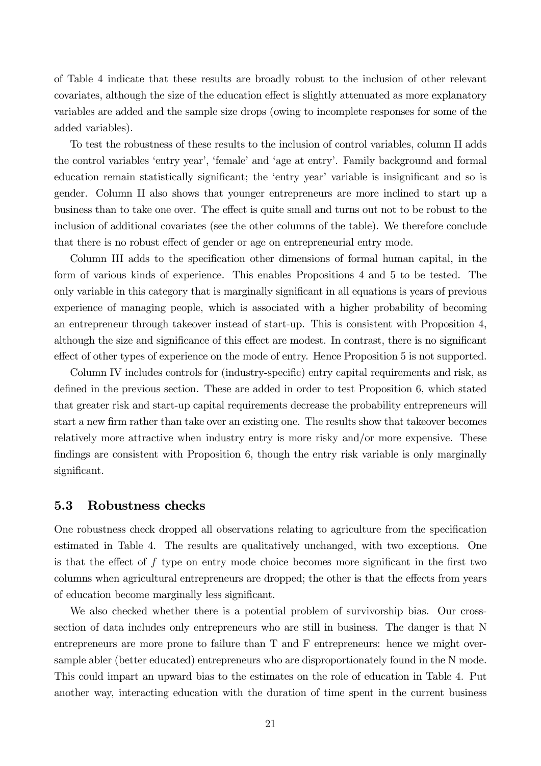of Table 4 indicate that these results are broadly robust to the inclusion of other relevant covariates, although the size of the education effect is slightly attenuated as more explanatory variables are added and the sample size drops (owing to incomplete responses for some of the added variables).

To test the robustness of these results to the inclusion of control variables, column II adds the control variables 'entry year', 'female' and 'age at entry'. Family background and formal education remain statistically significant; the 'entry year' variable is insignificant and so is gender. Column II also shows that younger entrepreneurs are more inclined to start up a business than to take one over. The effect is quite small and turns out not to be robust to the inclusion of additional covariates (see the other columns of the table). We therefore conclude that there is no robust effect of gender or age on entrepreneurial entry mode.

Column III adds to the specification other dimensions of formal human capital, in the form of various kinds of experience. This enables Propositions 4 and 5 to be tested. The only variable in this category that is marginally significant in all equations is years of previous experience of managing people, which is associated with a higher probability of becoming an entrepreneur through takeover instead of start-up. This is consistent with Proposition 4, although the size and significance of this effect are modest. In contrast, there is no significant effect of other types of experience on the mode of entry. Hence Proposition 5 is not supported.

Column IV includes controls for (industry-specific) entry capital requirements and risk, as defined in the previous section. These are added in order to test Proposition 6, which stated that greater risk and start-up capital requirements decrease the probability entrepreneurs will start a new firm rather than take over an existing one. The results show that takeover becomes relatively more attractive when industry entry is more risky and/or more expensive. These findings are consistent with Proposition 6, though the entry risk variable is only marginally significant.

### 5.3 Robustness checks

One robustness check dropped all observations relating to agriculture from the specification estimated in Table 4. The results are qualitatively unchanged, with two exceptions. One is that the effect of $f$ type on entry mode choice becomes more significant in the first two columns when agricultural entrepreneurs are dropped; the other is that the effects from years of education become marginally less significant.

We also checked whether there is a potential problem of survivorship bias. Our cross-section of data includes only entrepreneurs who are still in business. The danger is that N entrepreneurs are more prone to failure than T and F entrepreneurs: hence we might over-sample abler (better educated) entrepreneurs who are disproportionately found in the N mode. This could impart an upward bias to the estimates on the role of education in Table 4. Put another way, interacting education with the duration of time spent in the current business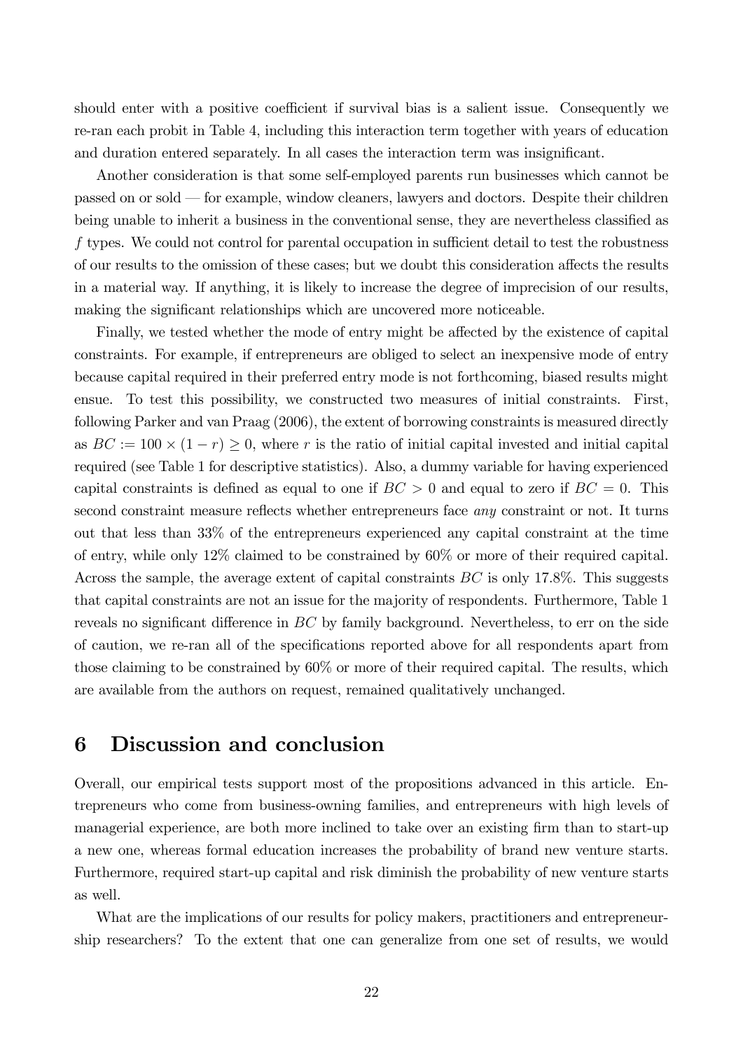should enter with a positive coefficient if survival bias is a salient issue. Consequently we re-ran each probit in Table 4, including this interaction term together with years of education and duration entered separately. In all cases the interaction term was insignificant.

Another consideration is that some self-employed parents run businesses which cannot be passed on or sold — for example, window cleaners, lawyers and doctors. Despite their children being unable to inherit a business in the conventional sense, they are nevertheless classified as $f$ types. We could not control for parental occupation in sufficient detail to test the robustness of our results to the omission of these cases; but we doubt this consideration affects the results in a material way. If anything, it is likely to increase the degree of imprecision of our results, making the significant relationships which are uncovered more noticeable.

Finally, we tested whether the mode of entry might be affected by the existence of capital constraints. For example, if entrepreneurs are obliged to select an inexpensive mode of entry because capital required in their preferred entry mode is not forthcoming, biased results might ensue. To test this possibility, we constructed two measures of initial constraints. First, following Parker and van Praag (2006), the extent of borrowing constraints is measured directly as $BC := 100 \times (1 - r) \geq 0$, where $r$ is the ratio of initial capital invested and initial capital required (see Table 1 for descriptive statistics). Also, a dummy variable for having experienced capital constraints is defined as equal to one if $BC > 0$ and equal to zero if $BC = 0$. This second constraint measure reflects whether entrepreneurs face *any* constraint or not. It turns out that less than 33% of the entrepreneurs experienced any capital constraint at the time of entry, while only 12% claimed to be constrained by 60% or more of their required capital. Across the sample, the average extent of capital constraints $BC$ is only 17.8%. This suggests that capital constraints are not an issue for the majority of respondents. Furthermore, Table 1 reveals no significant difference in $BC$ by family background. Nevertheless, to err on the side of caution, we re-ran all of the specifications reported above for all respondents apart from those claiming to be constrained by 60% or more of their required capital. The results, which are available from the authors on request, remained qualitatively unchanged.

# 6 Discussion and conclusion

Overall, our empirical tests support most of the propositions advanced in this article. Entrepreneurs who come from business-owning families, and entrepreneurs with high levels of managerial experience, are both more inclined to take over an existing firm than to start-up a new one, whereas formal education increases the probability of brand new venture starts. Furthermore, required start-up capital and risk diminish the probability of new venture starts as well.

What are the implications of our results for policy makers, practitioners and entrepreneurship researchers? To the extent that one can generalize from one set of results, we would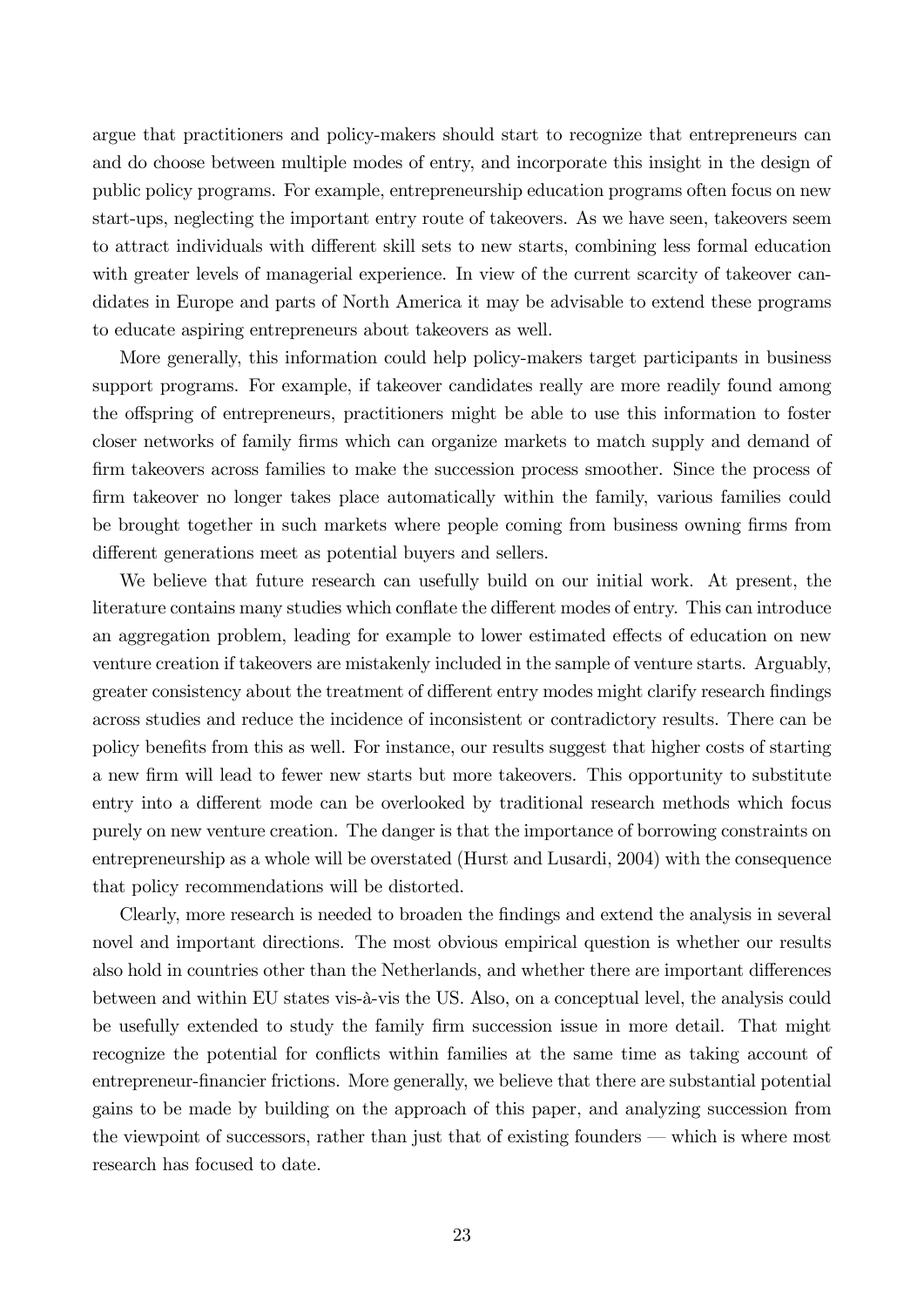argue that practitioners and policy-makers should start to recognize that entrepreneurs can and do choose between multiple modes of entry, and incorporate this insight in the design of public policy programs. For example, entrepreneurship education programs often focus on new start-ups, neglecting the important entry route of takeovers. As we have seen, takeovers seem to attract individuals with different skill sets to new starts, combining less formal education with greater levels of managerial experience. In view of the current scarcity of takeover candidates in Europe and parts of North America it may be advisable to extend these programs to educate aspiring entrepreneurs about takeovers as well.

More generally, this information could help policy-makers target participants in business support programs. For example, if takeover candidates really are more readily found among the offspring of entrepreneurs, practitioners might be able to use this information to foster closer networks of family firms which can organize markets to match supply and demand of firm takeovers across families to make the succession process smoother. Since the process of firm takeover no longer takes place automatically within the family, various families could be brought together in such markets where people coming from business owning firms from different generations meet as potential buyers and sellers.

We believe that future research can usefully build on our initial work. At present, the literature contains many studies which conflate the different modes of entry. This can introduce an aggregation problem, leading for example to lower estimated effects of education on new venture creation if takeovers are mistakenly included in the sample of venture starts. Arguably, greater consistency about the treatment of different entry modes might clarify research findings across studies and reduce the incidence of inconsistent or contradictory results. There can be policy benefits from this as well. For instance, our results suggest that higher costs of starting a new firm will lead to fewer new starts but more takeovers. This opportunity to substitute entry into a different mode can be overlooked by traditional research methods which focus purely on new venture creation. The danger is that the importance of borrowing constraints on entrepreneurship as a whole will be overstated (Hurst and Lusardi, 2004) with the consequence that policy recommendations will be distorted.

Clearly, more research is needed to broaden the findings and extend the analysis in several novel and important directions. The most obvious empirical question is whether our results also hold in countries other than the Netherlands, and whether there are important differences between and within EU states vis-à-vis the US. Also, on a conceptual level, the analysis could be usefully extended to study the family firm succession issue in more detail. That might recognize the potential for conflicts within families at the same time as taking account of entrepreneur-financier frictions. More generally, we believe that there are substantial potential gains to be made by building on the approach of this paper, and analyzing succession from the viewpoint of successors, rather than just that of existing founders — which is where most research has focused to date.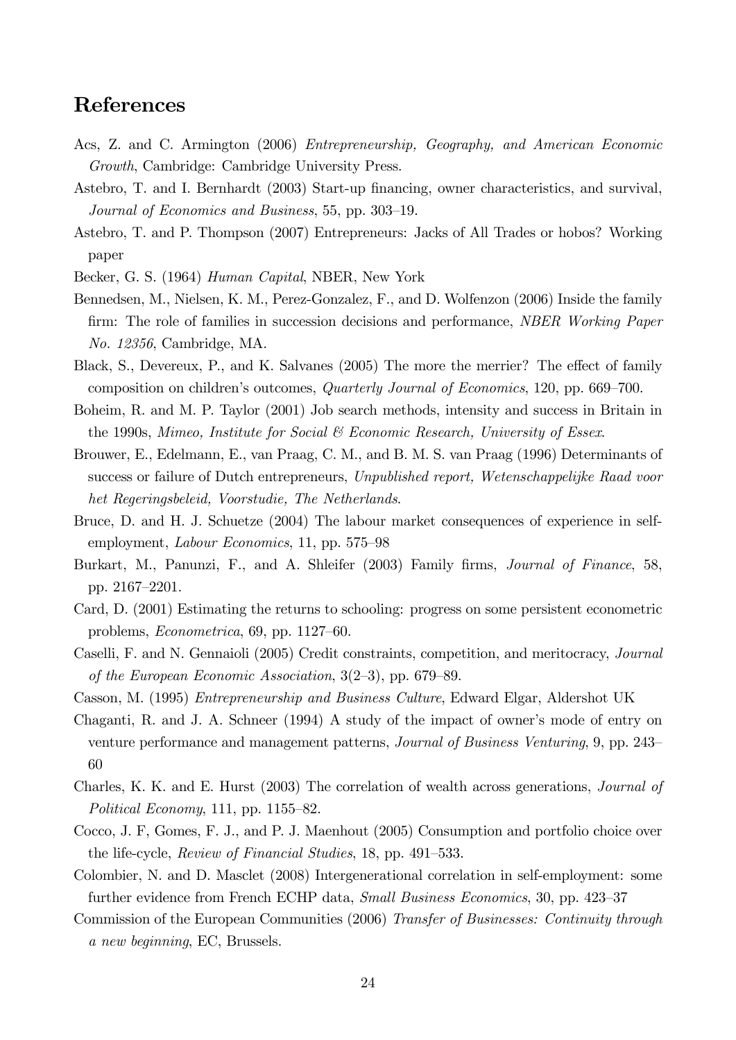## References

Acs, Z. and C. Armington (2006) *Entrepreneurship, Geography, and American Economic Growth*, Cambridge: Cambridge University Press.

Astebro, T. and I. Bernhardt (2003) Start-up financing, owner characteristics, and survival, *Journal of Economics and Business*, 55, pp. 303–19.

Astebro, T. and P. Thompson (2007) Entrepreneurs: Jacks of All Trades or hobos? Working paper

Becker, G. S. (1964) *Human Capital*, NBER, New York

Bennedsen, M., Nielsen, K. M., Perez-Gonzalez, F., and D. Wolfenzon (2006) Inside the family firm: The role of families in succession decisions and performance, *NBER Working Paper No. 12356*, Cambridge, MA.

Black, S., Devereux, P., and K. Salvanes (2005) The more the merrier? The effect of family composition on children's outcomes, *Quarterly Journal of Economics*, 120, pp. 669–700.

Boheim, R. and M. P. Taylor (2001) Job search methods, intensity and success in Britain in the 1990s, *Mimeo, Institute for Social & Economic Research, University of Essex*.

Brouwer, E., Edelmann, E., van Praag, C. M., and B. M. S. van Praag (1996) Determinants of success or failure of Dutch entrepreneurs, *Unpublished report, Wetenschappelijke Raad voor het Regeringsbeleid, Voorstudie, The Netherlands*.

Bruce, D. and H. J. Schuetze (2004) The labour market consequences of experience in self-employment, *Labour Economics*, 11, pp. 575–98

Burkart, M., Panunzi, F., and A. Shleifer (2003) Family firms, *Journal of Finance*, 58, pp. 2167–2201.

Card, D. (2001) Estimating the returns to schooling: progress on some persistent econometric problems, *Econometrica*, 69, pp. 1127–60.

Caselli, F. and N. Gennaioli (2005) Credit constraints, competition, and meritocracy, *Journal of the European Economic Association*, 3(2–3), pp. 679–89.

Casson, M. (1995) *Entrepreneurship and Business Culture*, Edward Elgar, Aldershot UK

Chaganti, R. and J. A. Schneer (1994) A study of the impact of owner's mode of entry on venture performance and management patterns, *Journal of Business Venturing*, 9, pp. 243–60

Charles, K. K. and E. Hurst (2003) The correlation of wealth across generations, *Journal of Political Economy*, 111, pp. 1155–82.

Cocco, J. F, Gomes, F. J., and P. J. Maenhout (2005) Consumption and portfolio choice over the life-cycle, *Review of Financial Studies*, 18, pp. 491–533.

Colombier, N. and D. Masclet (2008) Intergenerational correlation in self-employment: some further evidence from French ECHP data, *Small Business Economics*, 30, pp. 423–37

Commission of the European Communities (2006) *Transfer of Businesses: Continuity through a new beginning*, EC, Brussels.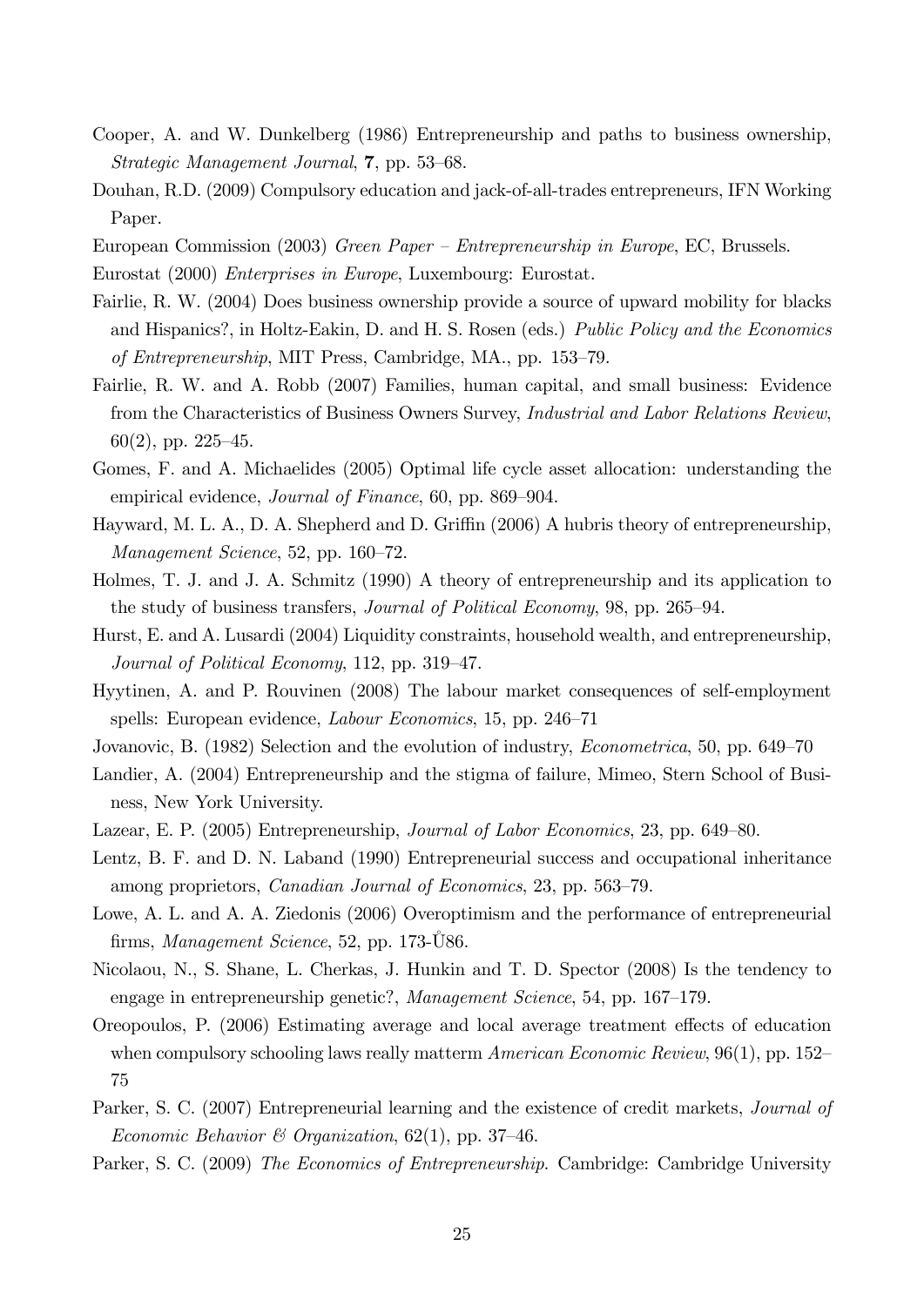Cooper, A. and W. Dunkelberg (1986) Entrepreneurship and paths to business ownership, *Strategic Management Journal*, **7**, pp. 53–68.

Douhan, R.D. (2009) Compulsory education and jack-of-all-trades entrepreneurs, IFN Working Paper.

European Commission (2003) *Green Paper – Entrepreneurship in Europe*, EC, Brussels.

Eurostat (2000) *Enterprises in Europe*, Luxembourg: Eurostat.

Fairlie, R. W. (2004) Does business ownership provide a source of upward mobility for blacks and Hispanics?, in Holtz-Eakin, D. and H. S. Rosen (eds.) *Public Policy and the Economics of Entrepreneurship*, MIT Press, Cambridge, MA., pp. 153–79.

Fairlie, R. W. and A. Robb (2007) Families, human capital, and small business: Evidence from the Characteristics of Business Owners Survey, *Industrial and Labor Relations Review*, 60(2), pp. 225–45.

Gomes, F. and A. Michaelides (2005) Optimal life cycle asset allocation: understanding the empirical evidence, *Journal of Finance*, 60, pp. 869–904.

Hayward, M. L. A., D. A. Shepherd and D. Griffin (2006) A hubris theory of entrepreneurship, *Management Science*, 52, pp. 160–72.

Holmes, T. J. and J. A. Schmitz (1990) A theory of entrepreneurship and its application to the study of business transfers, *Journal of Political Economy*, 98, pp. 265–94.

Hurst, E. and A. Lusardi (2004) Liquidity constraints, household wealth, and entrepreneurship, *Journal of Political Economy*, 112, pp. 319–47.

Hyytinen, A. and P. Rouvinen (2008) The labour market consequences of self-employment spells: European evidence, *Labour Economics*, 15, pp. 246–71

Jovanovic, B. (1982) Selection and the evolution of industry, *Econometrica*, 50, pp. 649–70

Landier, A. (2004) Entrepreneurship and the stigma of failure, Mimeo, Stern School of Business, New York University.

Lazear, E. P. (2005) Entrepreneurship, *Journal of Labor Economics*, 23, pp. 649–80.

Lentz, B. F. and D. N. Laband (1990) Entrepreneurial success and occupational inheritance among proprietors, *Canadian Journal of Economics*, 23, pp. 563–79.

Lowe, A. L. and A. A. Ziedonis (2006) Overoptimism and the performance of entrepreneurial firms, *Management Science*, 52, pp. 173-Ů86.

Nicolaou, N., S. Shane, L. Cherkas, J. Hunkin and T. D. Spector (2008) Is the tendency to engage in entrepreneurship genetic?, *Management Science*, 54, pp. 167–179.

Oreopoulos, P. (2006) Estimating average and local average treatment effects of education when compulsory schooling laws really matterm *American Economic Review*, 96(1), pp. 152–75

Parker, S. C. (2007) Entrepreneurial learning and the existence of credit markets, *Journal of Economic Behavior & Organization*, 62(1), pp. 37–46.

Parker, S. C. (2009) *The Economics of Entrepreneurship*. Cambridge: Cambridge University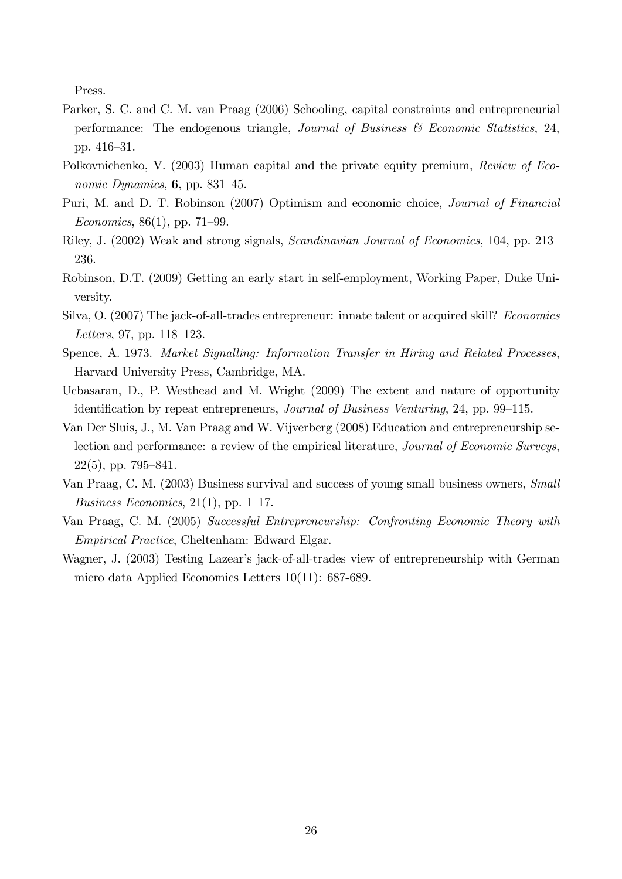Press.

Parker, S. C. and C. M. van Praag (2006) Schooling, capital constraints and entrepreneurial performance: The endogenous triangle, *Journal of Business & Economic Statistics*, 24, pp. 416–31.

Polkovnichenko, V. (2003) Human capital and the private equity premium, *Review of Economic Dynamics*, **6**, pp. 831–45.

Puri, M. and D. T. Robinson (2007) Optimism and economic choice, *Journal of Financial Economics*, 86(1), pp. 71–99.

Riley, J. (2002) Weak and strong signals, *Scandinavian Journal of Economics*, 104, pp. 213–236.

Robinson, D.T. (2009) Getting an early start in self-employment, Working Paper, Duke University.

Silva, O. (2007) The jack-of-all-trades entrepreneur: innate talent or acquired skill? *Economics Letters*, 97, pp. 118–123.

Spence, A. 1973. *Market Signalling: Information Transfer in Hiring and Related Processes*, Harvard University Press, Cambridge, MA.

Ucbasaran, D., P. Westhead and M. Wright (2009) The extent and nature of opportunity identification by repeat entrepreneurs, *Journal of Business Venturing*, 24, pp. 99–115.

Van Der Sluis, J., M. Van Praag and W. Vijverberg (2008) Education and entrepreneurship selection and performance: a review of the empirical literature, *Journal of Economic Surveys*, 22(5), pp. 795–841.

Van Praag, C. M. (2003) Business survival and success of young small business owners, *Small Business Economics*, 21(1), pp. 1–17.

Van Praag, C. M. (2005) *Successful Entrepreneurship: Confronting Economic Theory with Empirical Practice*, Cheltenham: Edward Elgar.

Wagner, J. (2003) Testing Lazear's jack-of-all-trades view of entrepreneurship with German micro data Applied Economics Letters 10(11): 687-689.